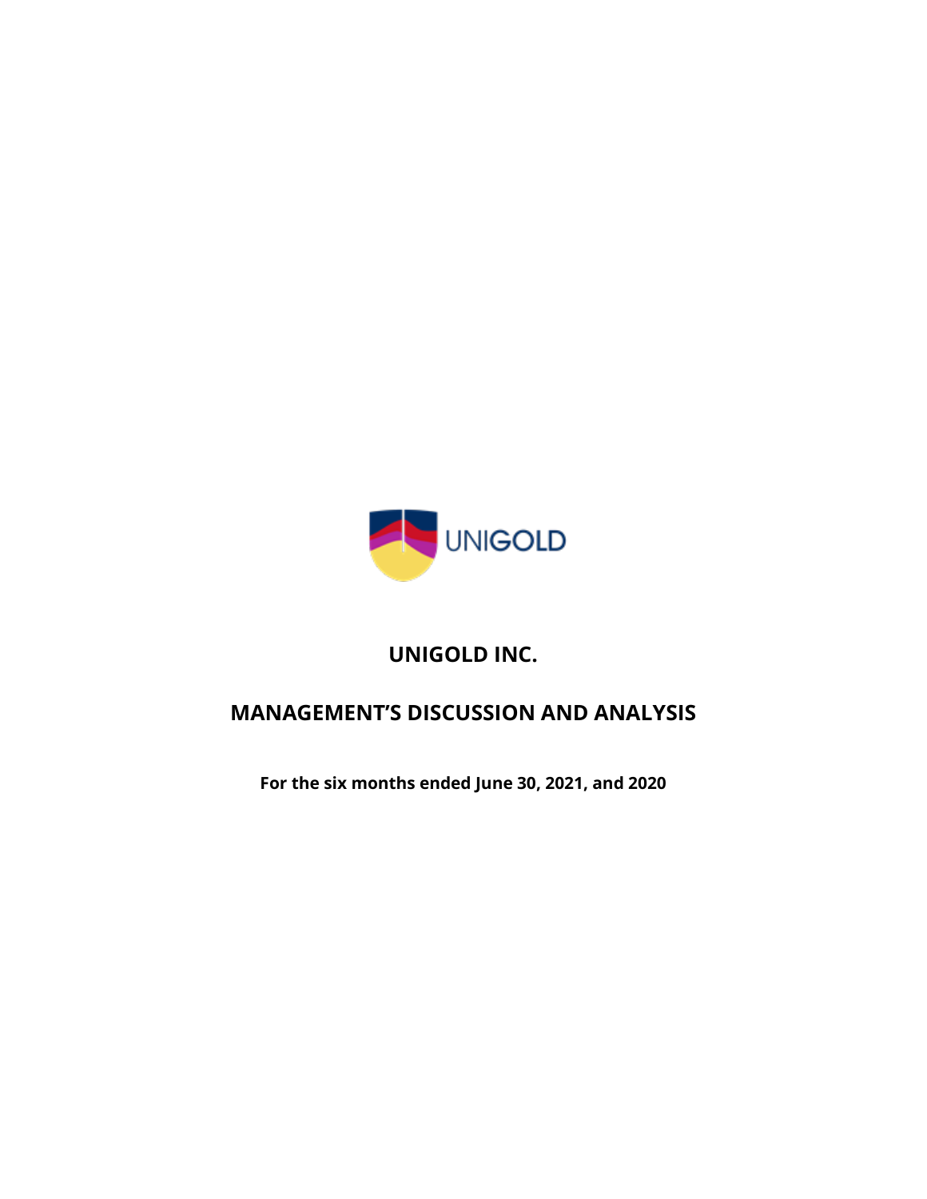# UNIGOLD INC.

## MANAGEMENT'S DISCUSSION AND ANALYSIS

**For the six months ended June 30, 2021, and 2020**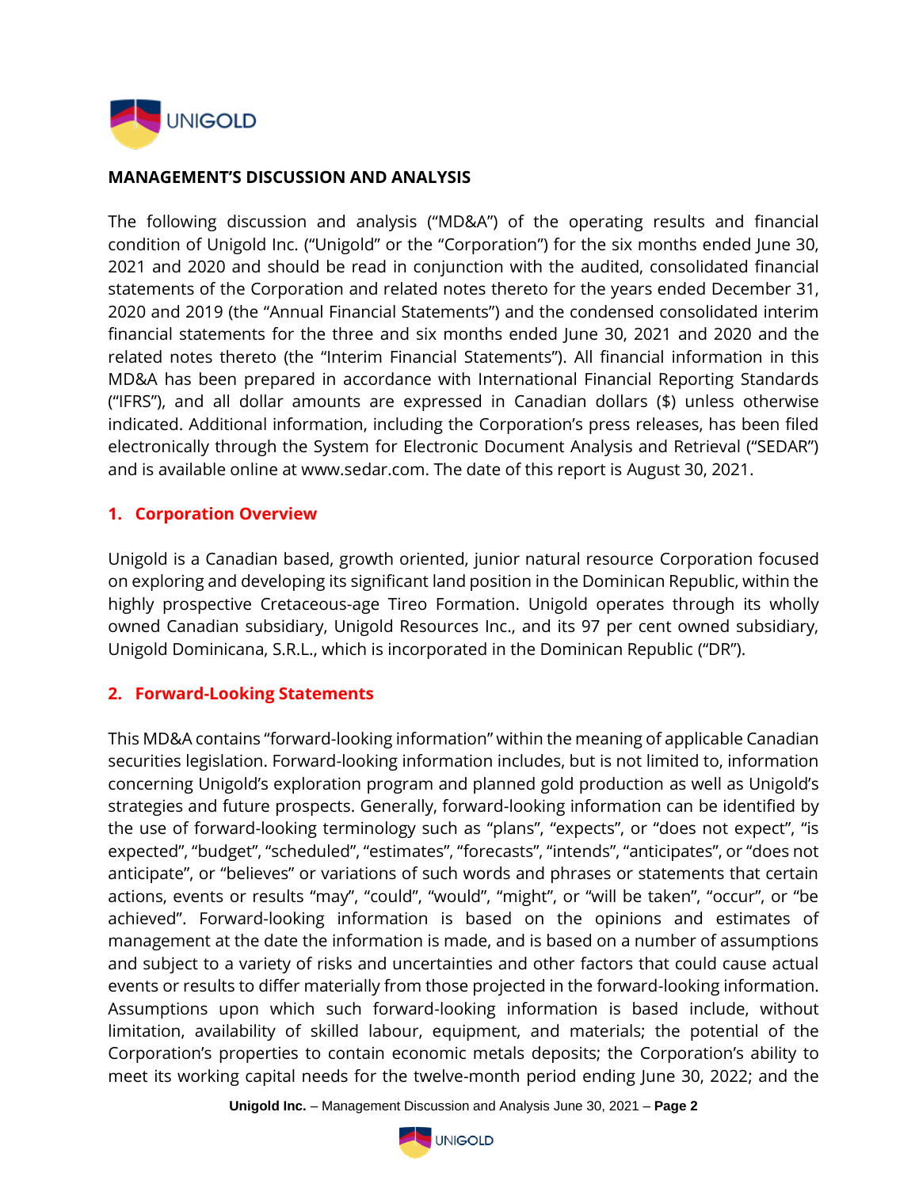## MANAGEMENT'S DISCUSSION AND ANALYSIS

The following discussion and analysis ("MD&A") of the operating results and financial condition of Unigold Inc. ("Unigold" or the "Corporation") for the six months ended June 30, 2021 and 2020 and should be read in conjunction with the audited, consolidated financial statements of the Corporation and related notes thereto for the years ended December 31, 2020 and 2019 (the "Annual Financial Statements") and the condensed consolidated interim financial statements for the three and six months ended June 30, 2021 and 2020 and the related notes thereto (the "Interim Financial Statements"). All financial information in this MD&A has been prepared in accordance with International Financial Reporting Standards ("IFRS"), and all dollar amounts are expressed in Canadian dollars ($) unless otherwise indicated. Additional information, including the Corporation's press releases, has been filed electronically through the System for Electronic Document Analysis and Retrieval ("SEDAR") and is available online at www.sedar.com. The date of this report is August 30, 2021.

### 1. Corporation Overview

Unigold is a Canadian based, growth oriented, junior natural resource Corporation focused on exploring and developing its significant land position in the Dominican Republic, within the highly prospective Cretaceous-age Tireo Formation. Unigold operates through its wholly owned Canadian subsidiary, Unigold Resources Inc., and its 97 per cent owned subsidiary, Unigold Dominicana, S.R.L., which is incorporated in the Dominican Republic ("DR").

### 2. Forward-Looking Statements

This MD&A contains "forward-looking information" within the meaning of applicable Canadian securities legislation. Forward-looking information includes, but is not limited to, information concerning Unigold's exploration program and planned gold production as well as Unigold's strategies and future prospects. Generally, forward-looking information can be identified by the use of forward-looking terminology such as "plans", "expects", or "does not expect", "is expected", "budget", "scheduled", "estimates", "forecasts", "intends", "anticipates", or "does not anticipate", or "believes" or variations of such words and phrases or statements that certain actions, events or results "may", "could", "would", "might", or "will be taken", "occur", or "be achieved". Forward-looking information is based on the opinions and estimates of management at the date the information is made, and is based on a number of assumptions and subject to a variety of risks and uncertainties and other factors that could cause actual events or results to differ materially from those projected in the forward-looking information. Assumptions upon which such forward-looking information is based include, without limitation, availability of skilled labour, equipment, and materials; the potential of the Corporation's properties to contain economic metals deposits; the Corporation's ability to meet its working capital needs for the twelve-month period ending June 30, 2022; and the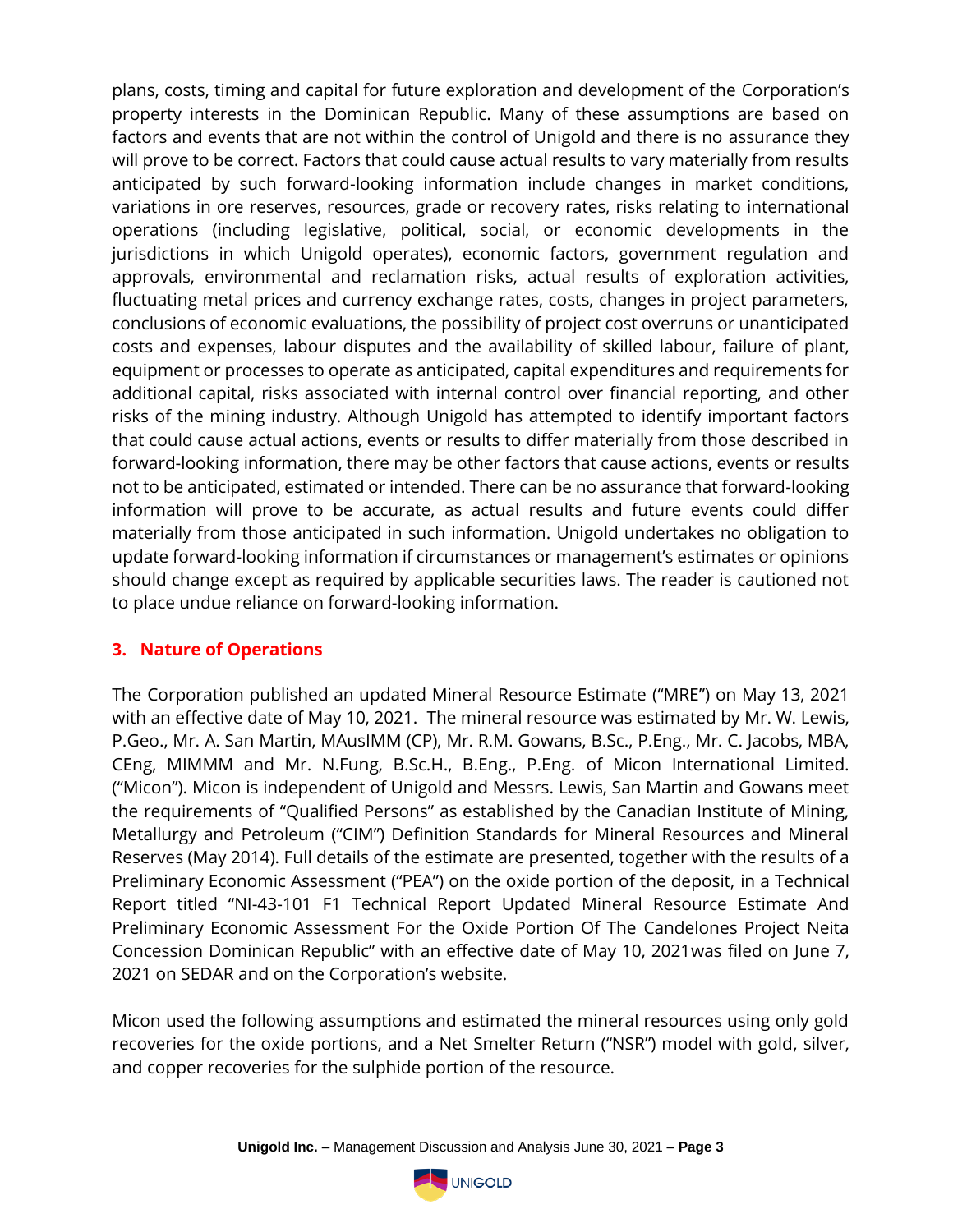plans, costs, timing and capital for future exploration and development of the Corporation's property interests in the Dominican Republic. Many of these assumptions are based on factors and events that are not within the control of Unigold and there is no assurance they will prove to be correct. Factors that could cause actual results to vary materially from results anticipated by such forward-looking information include changes in market conditions, variations in ore reserves, resources, grade or recovery rates, risks relating to international operations (including legislative, political, social, or economic developments in the jurisdictions in which Unigold operates), economic factors, government regulation and approvals, environmental and reclamation risks, actual results of exploration activities, fluctuating metal prices and currency exchange rates, costs, changes in project parameters, conclusions of economic evaluations, the possibility of project cost overruns or unanticipated costs and expenses, labour disputes and the availability of skilled labour, failure of plant, equipment or processes to operate as anticipated, capital expenditures and requirements for additional capital, risks associated with internal control over financial reporting, and other risks of the mining industry. Although Unigold has attempted to identify important factors that could cause actual actions, events or results to differ materially from those described in forward-looking information, there may be other factors that cause actions, events or results not to be anticipated, estimated or intended. There can be no assurance that forward-looking information will prove to be accurate, as actual results and future events could differ materially from those anticipated in such information. Unigold undertakes no obligation to update forward-looking information if circumstances or management's estimates or opinions should change except as required by applicable securities laws. The reader is cautioned not to place undue reliance on forward-looking information.

## 3. Nature of Operations

The Corporation published an updated Mineral Resource Estimate ("MRE") on May 13, 2021 with an effective date of May 10, 2021. The mineral resource was estimated by Mr. W. Lewis, P.Geo., Mr. A. San Martin, MAusIMM (CP), Mr. R.M. Gowans, B.Sc., P.Eng., Mr. C. Jacobs, MBA, CEng, MIMMM and Mr. N.Fung, B.Sc.H., B.Eng., P.Eng. of Micon International Limited. ("Micon"). Micon is independent of Unigold and Messrs. Lewis, San Martin and Gowans meet the requirements of "Qualified Persons" as established by the Canadian Institute of Mining, Metallurgy and Petroleum ("CIM") Definition Standards for Mineral Resources and Mineral Reserves (May 2014). Full details of the estimate are presented, together with the results of a Preliminary Economic Assessment ("PEA") on the oxide portion of the deposit, in a Technical Report titled "NI-43-101 F1 Technical Report Updated Mineral Resource Estimate And Preliminary Economic Assessment For the Oxide Portion Of The Candelones Project Neita Concession Dominican Republic" with an effective date of May 10, 2021was filed on June 7, 2021 on SEDAR and on the Corporation's website.

Micon used the following assumptions and estimated the mineral resources using only gold recoveries for the oxide portions, and a Net Smelter Return ("NSR") model with gold, silver, and copper recoveries for the sulphide portion of the resource.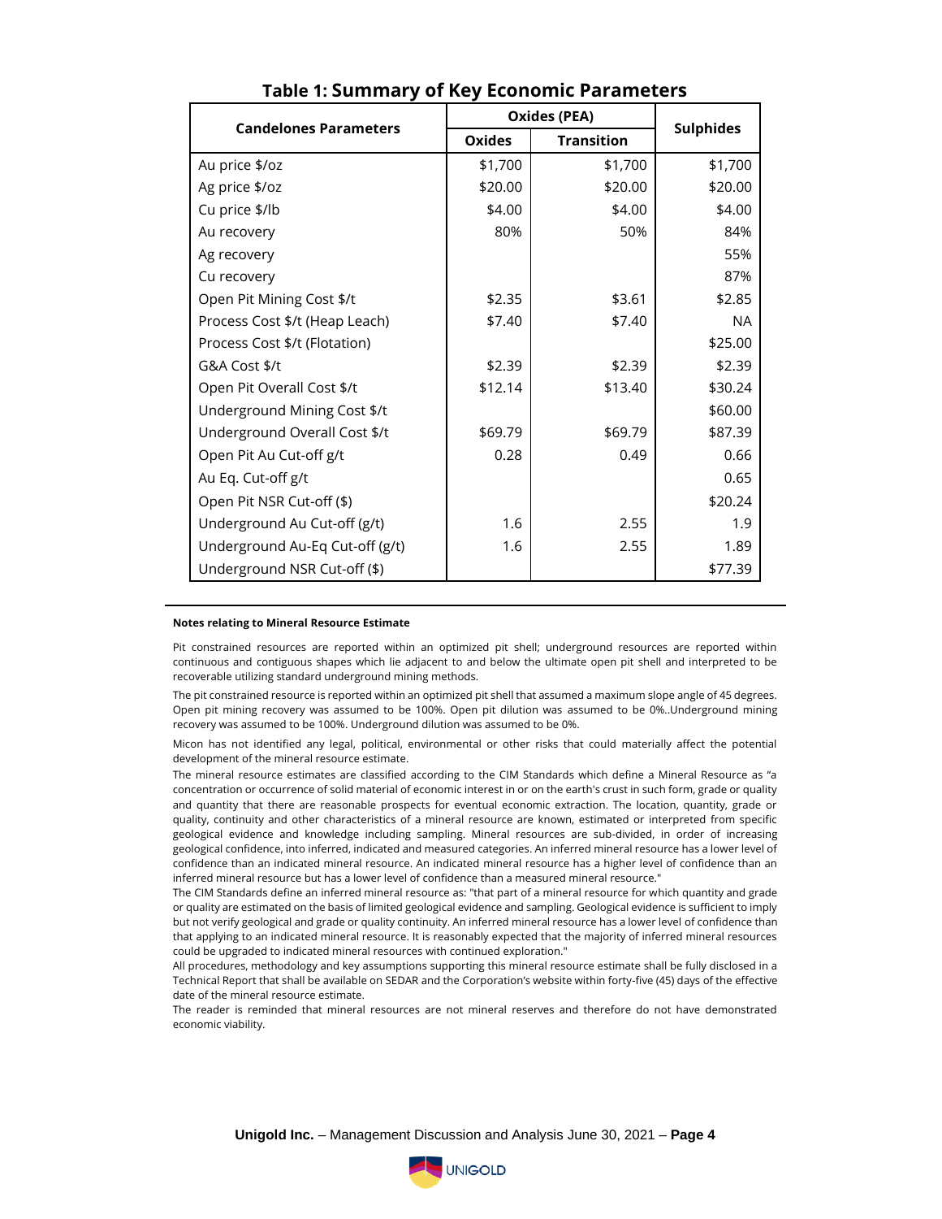## Table 1: Summary of Key Economic Parameters

| Candelones Parameters | Oxides (PEA) | | Sulphides |
|---|---|---|---|
| | Oxides | Transition | |
| Au price $/oz | $1,700 | $1,700 | $1,700 |
| Ag price $/oz | $20.00 | $20.00 | $20.00 |
| Cu price $/lb | $4.00 | $4.00 | $4.00 |
| Au recovery | 80% | 50% | 84% |
| Ag recovery | | | 55% |
| Cu recovery | | | 87% |
| Open Pit Mining Cost $/t | $2.35 | $3.61 | $2.85 |
| Process Cost $/t (Heap Leach) | $7.40 | $7.40 | NA |
| Process Cost $/t (Flotation) | | | $25.00 |
| G&A Cost $/t | $2.39 | $2.39 | $2.39 |
| Open Pit Overall Cost $/t | $12.14 | $13.40 | $30.24 |
| Underground Mining Cost $/t | | | $60.00 |
| Underground Overall Cost $/t | $69.79 | $69.79 | $87.39 |
| Open Pit Au Cut-off g/t | 0.28 | 0.49 | 0.66 |
| Au Eq. Cut-off g/t | | | 0.65 |
| Open Pit NSR Cut-off ($) | | | $20.24 |
| Underground Au Cut-off (g/t) | 1.6 | 2.55 | 1.9 |
| Underground Au-Eq Cut-off (g/t) | 1.6 | 2.55 | 1.89 |
| Underground NSR Cut-off ($) | | | $77.39 |

**Notes relating to Mineral Resource Estimate**

Pit constrained resources are reported within an optimized pit shell; underground resources are reported within continuous and contiguous shapes which lie adjacent to and below the ultimate open pit shell and interpreted to be recoverable utilizing standard underground mining methods.

The pit constrained resource is reported within an optimized pit shell that assumed a maximum slope angle of 45 degrees. Open pit mining recovery was assumed to be 100%. Open pit dilution was assumed to be 0%..Underground mining recovery was assumed to be 100%. Underground dilution was assumed to be 0%.

Micon has not identified any legal, political, environmental or other risks that could materially affect the potential development of the mineral resource estimate.

The mineral resource estimates are classified according to the CIM Standards which define a Mineral Resource as "a concentration or occurrence of solid material of economic interest in or on the earth's crust in such form, grade or quality and quantity that there are reasonable prospects for eventual economic extraction. The location, quantity, grade or quality, continuity and other characteristics of a mineral resource are known, estimated or interpreted from specific geological evidence and knowledge including sampling. Mineral resources are sub-divided, in order of increasing geological confidence, into inferred, indicated and measured categories. An inferred mineral resource has a lower level of confidence than an indicated mineral resource. An indicated mineral resource has a higher level of confidence than an inferred mineral resource but has a lower level of confidence than a measured mineral resource."

The CIM Standards define an inferred mineral resource as: "that part of a mineral resource for which quantity and grade or quality are estimated on the basis of limited geological evidence and sampling. Geological evidence is sufficient to imply but not verify geological and grade or quality continuity. An inferred mineral resource has a lower level of confidence than that applying to an indicated mineral resource. It is reasonably expected that the majority of inferred mineral resources could be upgraded to indicated mineral resources with continued exploration."

All procedures, methodology and key assumptions supporting this mineral resource estimate shall be fully disclosed in a Technical Report that shall be available on SEDAR and the Corporation's website within forty-five (45) days of the effective date of the mineral resource estimate.

The reader is reminded that mineral resources are not mineral reserves and therefore do not have demonstrated economic viability.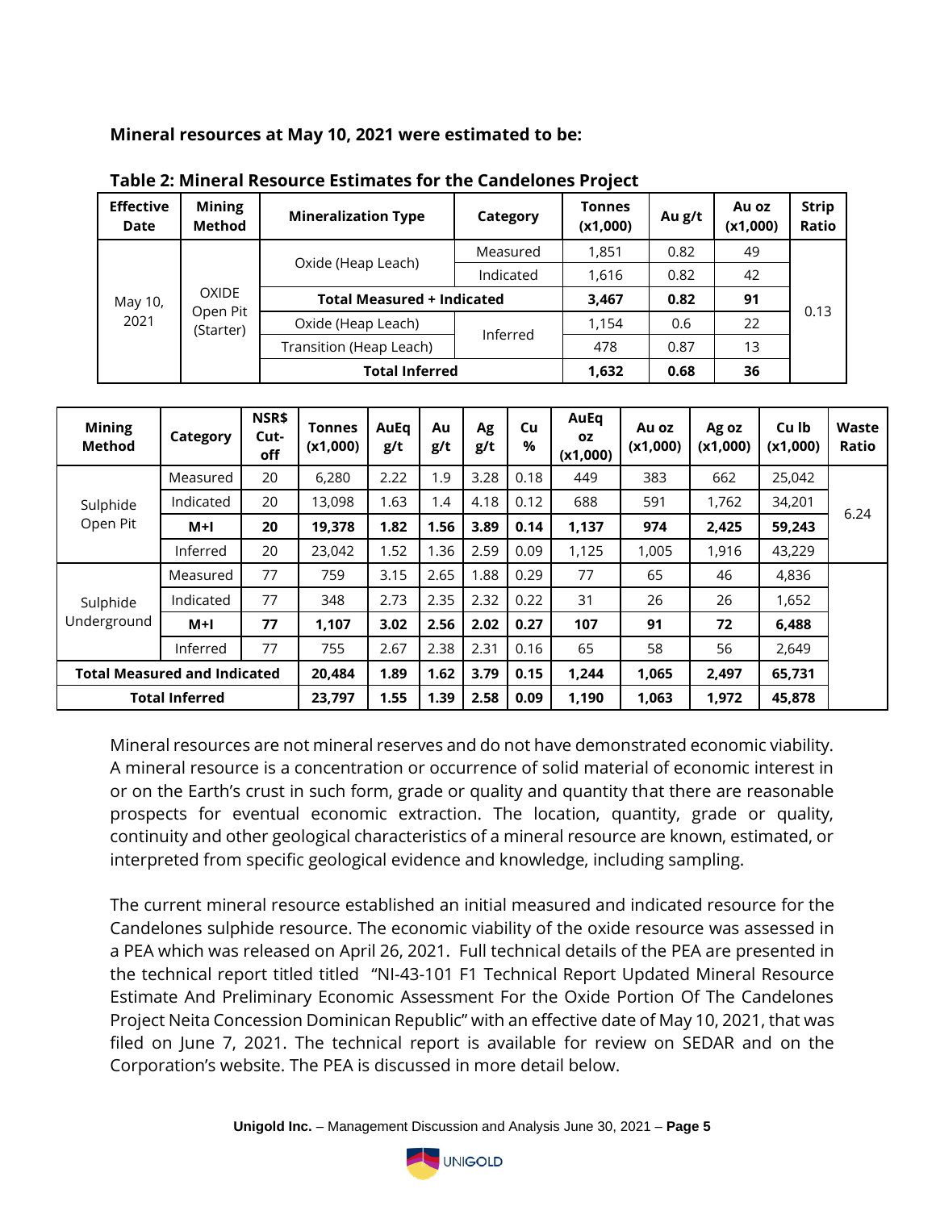**Mineral resources at May 10, 2021 were estimated to be:**

**Table 2: Mineral Resource Estimates for the Candelones Project**

| Effective Date | Mining Method | Mineralization Type | Category | Tonnes (x1,000) | Au g/t | Au oz (x1,000) | Strip Ratio |
|---|---|---|---|---|---|---|---|
| May 10, 2021 | OXIDE Open Pit (Starter) | Oxide (Heap Leach) | Measured | 1,851 | 0.82 | 49 | 0.13 |
| | | | Indicated | 1,616 | 0.82 | 42 | |
| | | **Total Measured + Indicated** | | **3,467** | **0.82** | **91** | |
| | | Oxide (Heap Leach) | Inferred | 1,154 | 0.6 | 22 | |
| | | Transition (Heap Leach) | | 478 | 0.87 | 13 | |
| | | **Total Inferred** | | **1,632** | **0.68** | **36** | |

| Mining Method | Category | NSR$ Cut-off | Tonnes (x1,000) | AuEq g/t | Au g/t | Ag g/t | Cu % | AuEq oz (x1,000) | Au oz (x1,000) | Ag oz (x1,000) | Cu lb (x1,000) | Waste Ratio |
|---|---|---|---|---|---|---|---|---|---|---|---|---|
| Sulphide Open Pit | Measured | 20 | 6,280 | 2.22 | 1.9 | 3.28 | 0.18 | 449 | 383 | 662 | 25,042 | 6.24 |
| | Indicated | 20 | 13,098 | 1.63 | 1.4 | 4.18 | 0.12 | 688 | 591 | 1,762 | 34,201 | |
| | **M+I** | **20** | **19,378** | **1.82** | **1.56** | **3.89** | **0.14** | **1,137** | **974** | **2,425** | **59,243** | |
| | Inferred | 20 | 23,042 | 1.52 | 1.36 | 2.59 | 0.09 | 1,125 | 1,005 | 1,916 | 43,229 | |
| Sulphide Underground | Measured | 77 | 759 | 3.15 | 2.65 | 1.88 | 0.29 | 77 | 65 | 46 | 4,836 | |
| | Indicated | 77 | 348 | 2.73 | 2.35 | 2.32 | 0.22 | 31 | 26 | 26 | 1,652 | |
| | **M+I** | **77** | **1,107** | **3.02** | **2.56** | **2.02** | **0.27** | **107** | **91** | **72** | **6,488** | |
| | Inferred | 77 | 755 | 2.67 | 2.38 | 2.31 | 0.16 | 65 | 58 | 56 | 2,649 | |
| **Total Measured and Indicated** | | | **20,484** | **1.89** | **1.62** | **3.79** | **0.15** | **1,244** | **1,065** | **2,497** | **65,731** | |
| **Total Inferred** | | | **23,797** | **1.55** | **1.39** | **2.58** | **0.09** | **1,190** | **1,063** | **1,972** | **45,878** | |

Mineral resources are not mineral reserves and do not have demonstrated economic viability. A mineral resource is a concentration or occurrence of solid material of economic interest in or on the Earth's crust in such form, grade or quality and quantity that there are reasonable prospects for eventual economic extraction. The location, quantity, grade or quality, continuity and other geological characteristics of a mineral resource are known, estimated, or interpreted from specific geological evidence and knowledge, including sampling.

The current mineral resource established an initial measured and indicated resource for the Candelones sulphide resource. The economic viability of the oxide resource was assessed in a PEA which was released on April 26, 2021. Full technical details of the PEA are presented in the technical report titled titled "NI-43-101 F1 Technical Report Updated Mineral Resource Estimate And Preliminary Economic Assessment For the Oxide Portion Of The Candelones Project Neita Concession Dominican Republic" with an effective date of May 10, 2021, that was filed on June 7, 2021. The technical report is available for review on SEDAR and on the Corporation's website. The PEA is discussed in more detail below.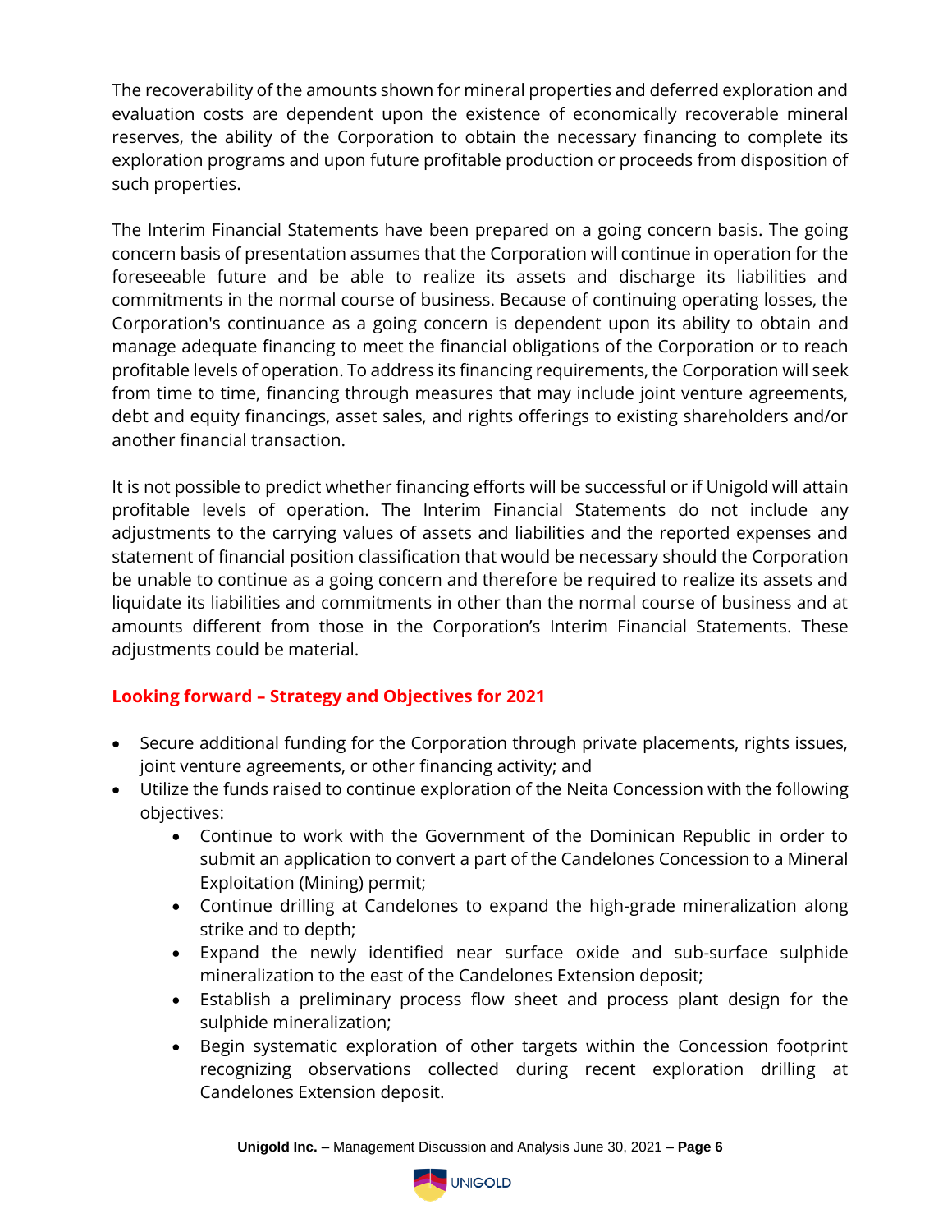The recoverability of the amounts shown for mineral properties and deferred exploration and evaluation costs are dependent upon the existence of economically recoverable mineral reserves, the ability of the Corporation to obtain the necessary financing to complete its exploration programs and upon future profitable production or proceeds from disposition of such properties.

The Interim Financial Statements have been prepared on a going concern basis. The going concern basis of presentation assumes that the Corporation will continue in operation for the foreseeable future and be able to realize its assets and discharge its liabilities and commitments in the normal course of business. Because of continuing operating losses, the Corporation's continuance as a going concern is dependent upon its ability to obtain and manage adequate financing to meet the financial obligations of the Corporation or to reach profitable levels of operation. To address its financing requirements, the Corporation will seek from time to time, financing through measures that may include joint venture agreements, debt and equity financings, asset sales, and rights offerings to existing shareholders and/or another financial transaction.

It is not possible to predict whether financing efforts will be successful or if Unigold will attain profitable levels of operation. The Interim Financial Statements do not include any adjustments to the carrying values of assets and liabilities and the reported expenses and statement of financial position classification that would be necessary should the Corporation be unable to continue as a going concern and therefore be required to realize its assets and liquidate its liabilities and commitments in other than the normal course of business and at amounts different from those in the Corporation's Interim Financial Statements. These adjustments could be material.

## Looking forward – Strategy and Objectives for 2021

- Secure additional funding for the Corporation through private placements, rights issues, joint venture agreements, or other financing activity; and
- Utilize the funds raised to continue exploration of the Neita Concession with the following objectives:
  - Continue to work with the Government of the Dominican Republic in order to submit an application to convert a part of the Candelones Concession to a Mineral Exploitation (Mining) permit;
  - Continue drilling at Candelones to expand the high-grade mineralization along strike and to depth;
  - Expand the newly identified near surface oxide and sub-surface sulphide mineralization to the east of the Candelones Extension deposit;
  - Establish a preliminary process flow sheet and process plant design for the sulphide mineralization;
  - Begin systematic exploration of other targets within the Concession footprint recognizing observations collected during recent exploration drilling at Candelones Extension deposit.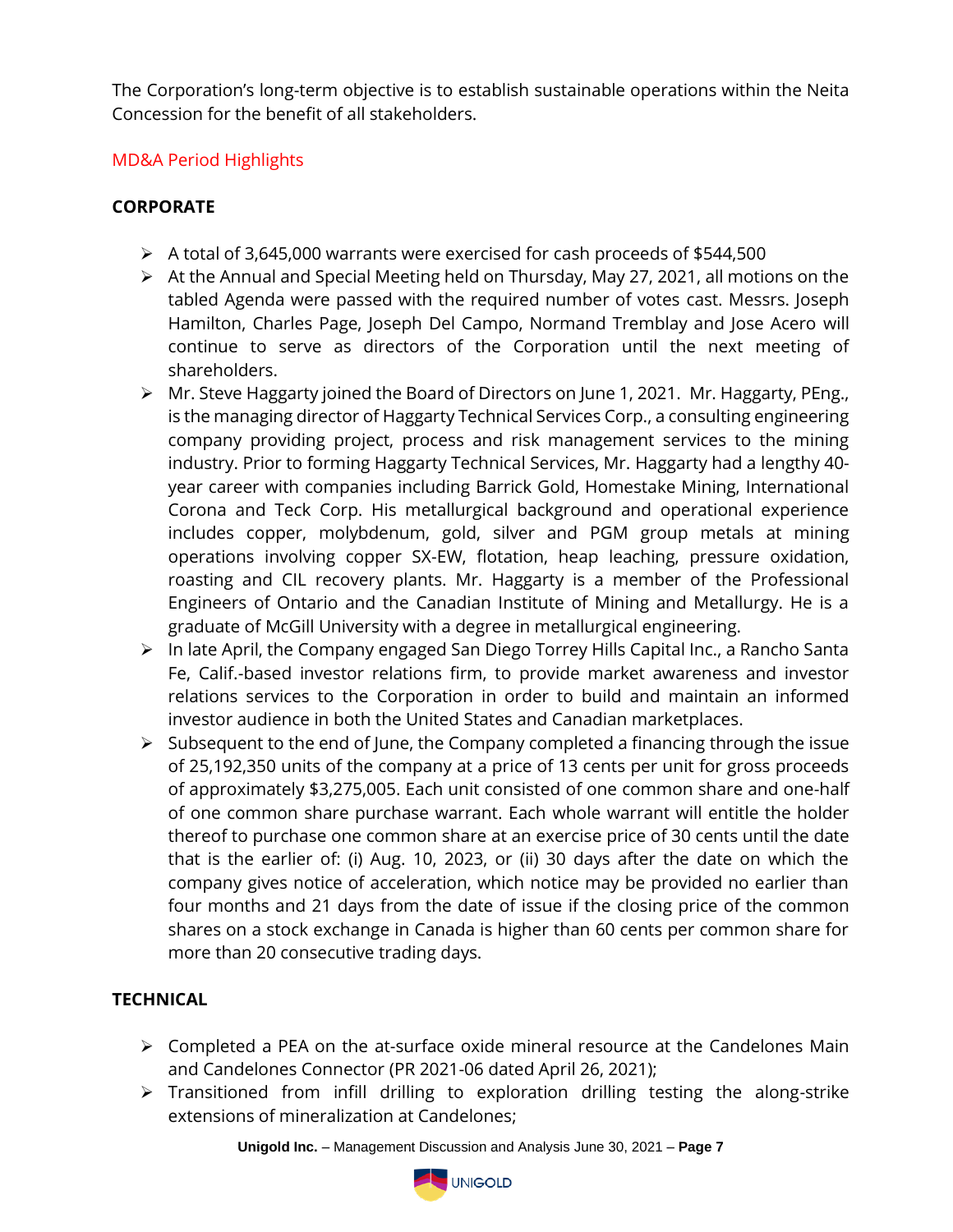The Corporation's long-term objective is to establish sustainable operations within the Neita Concession for the benefit of all stakeholders.

## MD&A Period Highlights

### CORPORATE

- A total of 3,645,000 warrants were exercised for cash proceeds of $544,500
- At the Annual and Special Meeting held on Thursday, May 27, 2021, all motions on the tabled Agenda were passed with the required number of votes cast. Messrs. Joseph Hamilton, Charles Page, Joseph Del Campo, Normand Tremblay and Jose Acero will continue to serve as directors of the Corporation until the next meeting of shareholders.
- Mr. Steve Haggarty joined the Board of Directors on June 1, 2021. Mr. Haggarty, PEng., is the managing director of Haggarty Technical Services Corp., a consulting engineering company providing project, process and risk management services to the mining industry. Prior to forming Haggarty Technical Services, Mr. Haggarty had a lengthy 40-year career with companies including Barrick Gold, Homestake Mining, International Corona and Teck Corp. His metallurgical background and operational experience includes copper, molybdenum, gold, silver and PGM group metals at mining operations involving copper SX-EW, flotation, heap leaching, pressure oxidation, roasting and CIL recovery plants. Mr. Haggarty is a member of the Professional Engineers of Ontario and the Canadian Institute of Mining and Metallurgy. He is a graduate of McGill University with a degree in metallurgical engineering.
- In late April, the Company engaged San Diego Torrey Hills Capital Inc., a Rancho Santa Fe, Calif.-based investor relations firm, to provide market awareness and investor relations services to the Corporation in order to build and maintain an informed investor audience in both the United States and Canadian marketplaces.
- Subsequent to the end of June, the Company completed a financing through the issue of 25,192,350 units of the company at a price of 13 cents per unit for gross proceeds of approximately $3,275,005. Each unit consisted of one common share and one-half of one common share purchase warrant. Each whole warrant will entitle the holder thereof to purchase one common share at an exercise price of 30 cents until the date that is the earlier of: (i) Aug. 10, 2023, or (ii) 30 days after the date on which the company gives notice of acceleration, which notice may be provided no earlier than four months and 21 days from the date of issue if the closing price of the common shares on a stock exchange in Canada is higher than 60 cents per common share for more than 20 consecutive trading days.

### TECHNICAL

- Completed a PEA on the at-surface oxide mineral resource at the Candelones Main and Candelones Connector (PR 2021-06 dated April 26, 2021);
- Transitioned from infill drilling to exploration drilling testing the along-strike extensions of mineralization at Candelones;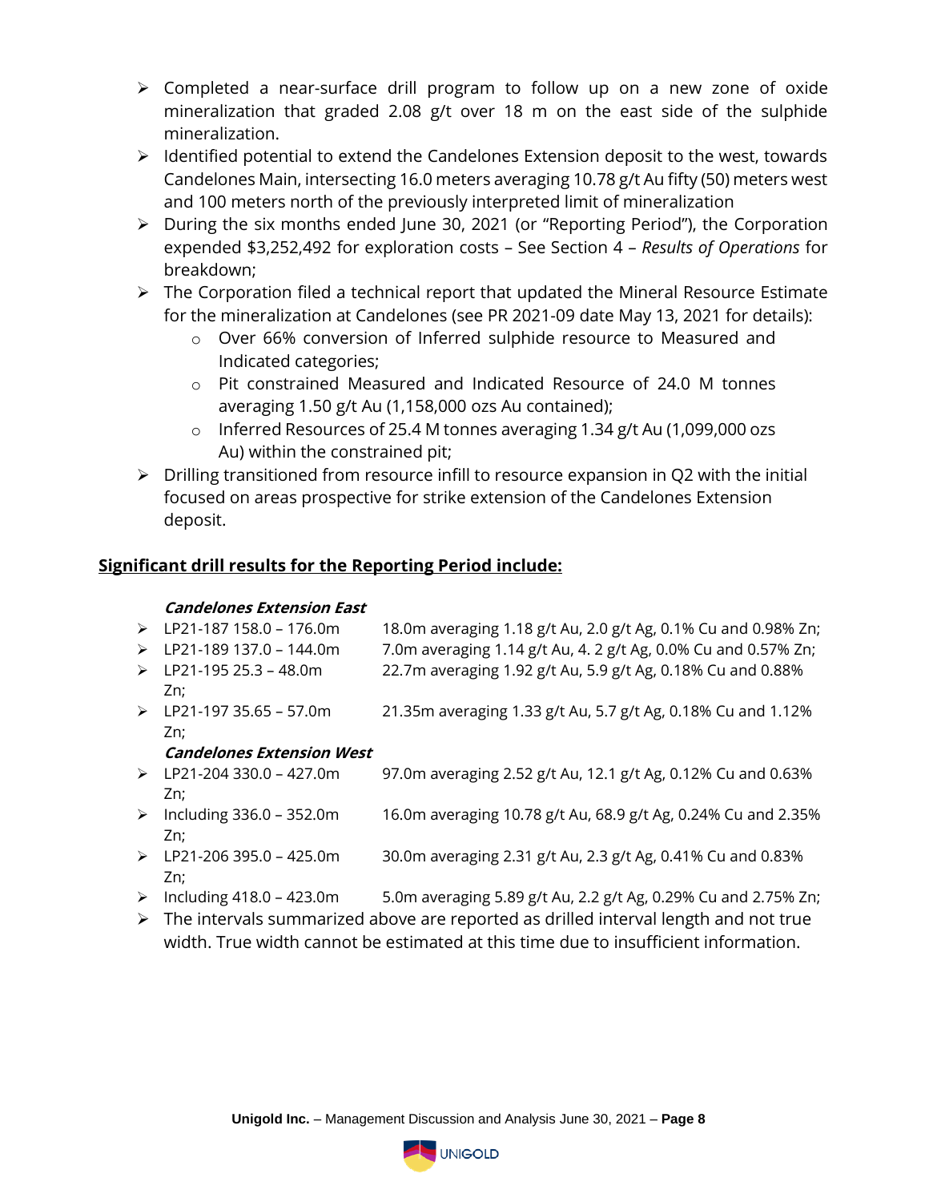- Completed a near-surface drill program to follow up on a new zone of oxide mineralization that graded 2.08 g/t over 18 m on the east side of the sulphide mineralization.
- Identified potential to extend the Candelones Extension deposit to the west, towards Candelones Main, intersecting 16.0 meters averaging 10.78 g/t Au fifty (50) meters west and 100 meters north of the previously interpreted limit of mineralization
- During the six months ended June 30, 2021 (or "Reporting Period"), the Corporation expended $3,252,492 for exploration costs – See Section 4 – *Results of Operations* for breakdown;
- The Corporation filed a technical report that updated the Mineral Resource Estimate for the mineralization at Candelones (see PR 2021-09 date May 13, 2021 for details):
  - Over 66% conversion of Inferred sulphide resource to Measured and Indicated categories;
  - Pit constrained Measured and Indicated Resource of 24.0 M tonnes averaging 1.50 g/t Au (1,158,000 ozs Au contained);
  - Inferred Resources of 25.4 M tonnes averaging 1.34 g/t Au (1,099,000 ozs Au) within the constrained pit;
- Drilling transitioned from resource infill to resource expansion in Q2 with the initial focused on areas prospective for strike extension of the Candelones Extension deposit.

**Significant drill results for the Reporting Period include:**

***Candelones Extension East***

- LP21-187 158.0 – 176.0m 18.0m averaging 1.18 g/t Au, 2.0 g/t Ag, 0.1% Cu and 0.98% Zn;
- LP21-189 137.0 – 144.0m 7.0m averaging 1.14 g/t Au, 4. 2 g/t Ag, 0.0% Cu and 0.57% Zn;
- LP21-195 25.3 – 48.0m 22.7m averaging 1.92 g/t Au, 5.9 g/t Ag, 0.18% Cu and 0.88% Zn;
- LP21-197 35.65 – 57.0m 21.35m averaging 1.33 g/t Au, 5.7 g/t Ag, 0.18% Cu and 1.12% Zn;

***Candelones Extension West***

- LP21-204 330.0 – 427.0m 97.0m averaging 2.52 g/t Au, 12.1 g/t Ag, 0.12% Cu and 0.63% Zn;
- Including 336.0 – 352.0m 16.0m averaging 10.78 g/t Au, 68.9 g/t Ag, 0.24% Cu and 2.35% Zn;
- LP21-206 395.0 – 425.0m 30.0m averaging 2.31 g/t Au, 2.3 g/t Ag, 0.41% Cu and 0.83% Zn;
- Including 418.0 – 423.0m 5.0m averaging 5.89 g/t Au, 2.2 g/t Ag, 0.29% Cu and 2.75% Zn;
- The intervals summarized above are reported as drilled interval length and not true width. True width cannot be estimated at this time due to insufficient information.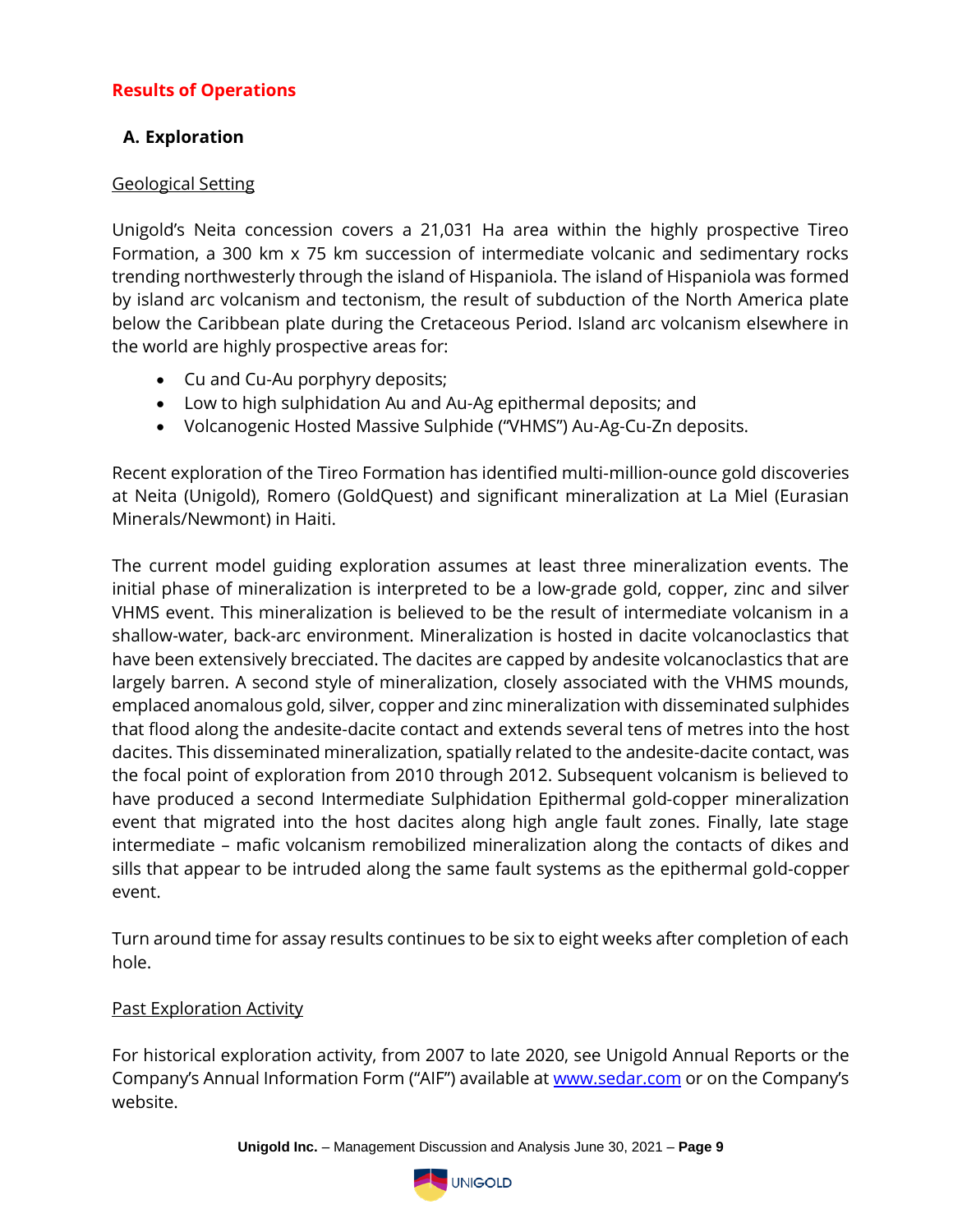## Results of Operations

### A. Exploration

Geological Setting

Unigold's Neita concession covers a 21,031 Ha area within the highly prospective Tireo Formation, a 300 km x 75 km succession of intermediate volcanic and sedimentary rocks trending northwesterly through the island of Hispaniola. The island of Hispaniola was formed by island arc volcanism and tectonism, the result of subduction of the North America plate below the Caribbean plate during the Cretaceous Period. Island arc volcanism elsewhere in the world are highly prospective areas for:

- Cu and Cu-Au porphyry deposits;
- Low to high sulphidation Au and Au-Ag epithermal deposits; and
- Volcanogenic Hosted Massive Sulphide ("VHMS") Au-Ag-Cu-Zn deposits.

Recent exploration of the Tireo Formation has identified multi-million-ounce gold discoveries at Neita (Unigold), Romero (GoldQuest) and significant mineralization at La Miel (Eurasian Minerals/Newmont) in Haiti.

The current model guiding exploration assumes at least three mineralization events. The initial phase of mineralization is interpreted to be a low-grade gold, copper, zinc and silver VHMS event. This mineralization is believed to be the result of intermediate volcanism in a shallow-water, back-arc environment. Mineralization is hosted in dacite volcanoclastics that have been extensively brecciated. The dacites are capped by andesite volcanoclastics that are largely barren. A second style of mineralization, closely associated with the VHMS mounds, emplaced anomalous gold, silver, copper and zinc mineralization with disseminated sulphides that flood along the andesite-dacite contact and extends several tens of metres into the host dacites. This disseminated mineralization, spatially related to the andesite-dacite contact, was the focal point of exploration from 2010 through 2012. Subsequent volcanism is believed to have produced a second Intermediate Sulphidation Epithermal gold-copper mineralization event that migrated into the host dacites along high angle fault zones. Finally, late stage intermediate – mafic volcanism remobilized mineralization along the contacts of dikes and sills that appear to be intruded along the same fault systems as the epithermal gold-copper event.

Turn around time for assay results continues to be six to eight weeks after completion of each hole.

Past Exploration Activity

For historical exploration activity, from 2007 to late 2020, see Unigold Annual Reports or the Company's Annual Information Form ("AIF") available at www.sedar.com or on the Company's website.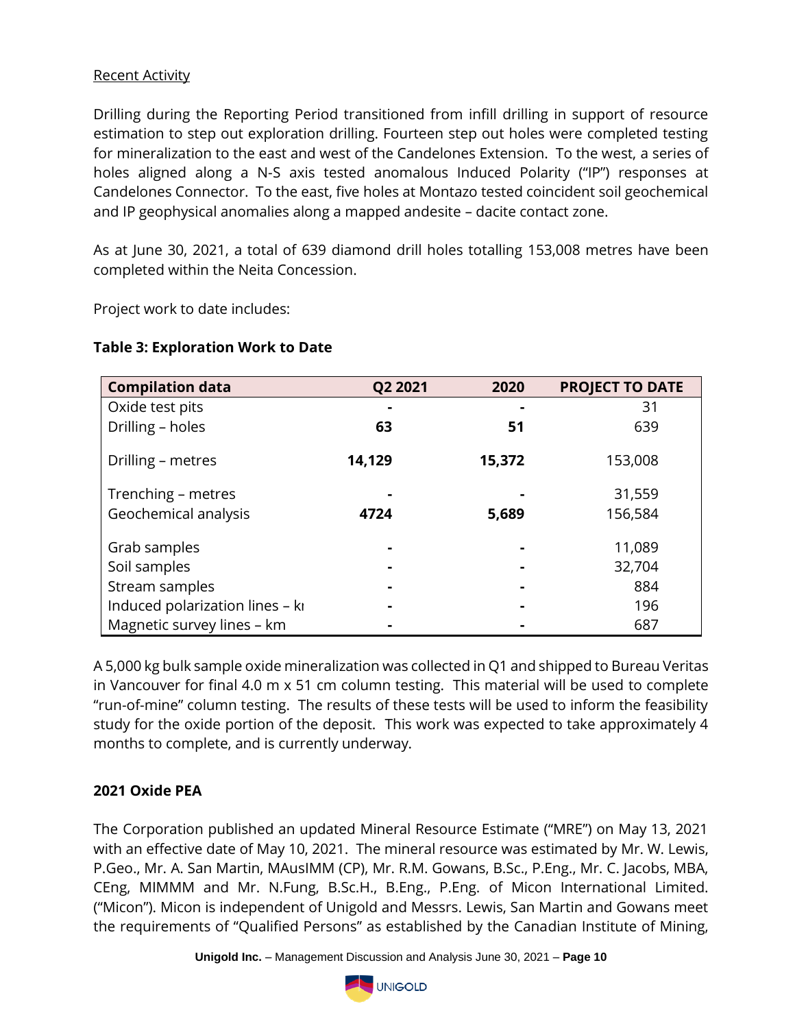Recent Activity

Drilling during the Reporting Period transitioned from infill drilling in support of resource estimation to step out exploration drilling. Fourteen step out holes were completed testing for mineralization to the east and west of the Candelones Extension. To the west, a series of holes aligned along a N-S axis tested anomalous Induced Polarity ("IP") responses at Candelones Connector. To the east, five holes at Montazo tested coincident soil geochemical and IP geophysical anomalies along a mapped andesite – dacite contact zone.

As at June 30, 2021, a total of 639 diamond drill holes totalling 153,008 metres have been completed within the Neita Concession.

Project work to date includes:

**Table 3: Exploration Work to Date**

| Compilation data | Q2 2021 | 2020 | PROJECT TO DATE |
|---|---|---|---|
| Oxide test pits | - | - | 31 |
| Drilling – holes | **63** | **51** | 639 |
| Drilling – metres | **14,129** | **15,372** | 153,008 |
| Trenching – metres | - | - | 31,559 |
| Geochemical analysis | **4724** | **5,689** | 156,584 |
| Grab samples | - | - | 11,089 |
| Soil samples | - | - | 32,704 |
| Stream samples | - | - | 884 |
| Induced polarization lines – km | - | - | 196 |
| Magnetic survey lines – km | - | - | 687 |

A 5,000 kg bulk sample oxide mineralization was collected in Q1 and shipped to Bureau Veritas in Vancouver for final 4.0 m x 51 cm column testing. This material will be used to complete "run-of-mine" column testing. The results of these tests will be used to inform the feasibility study for the oxide portion of the deposit. This work was expected to take approximately 4 months to complete, and is currently underway.

**2021 Oxide PEA**

The Corporation published an updated Mineral Resource Estimate ("MRE") on May 13, 2021 with an effective date of May 10, 2021. The mineral resource was estimated by Mr. W. Lewis, P.Geo., Mr. A. San Martin, MAusIMM (CP), Mr. R.M. Gowans, B.Sc., P.Eng., Mr. C. Jacobs, MBA, CEng, MIMMM and Mr. N.Fung, B.Sc.H., B.Eng., P.Eng. of Micon International Limited. ("Micon"). Micon is independent of Unigold and Messrs. Lewis, San Martin and Gowans meet the requirements of "Qualified Persons" as established by the Canadian Institute of Mining,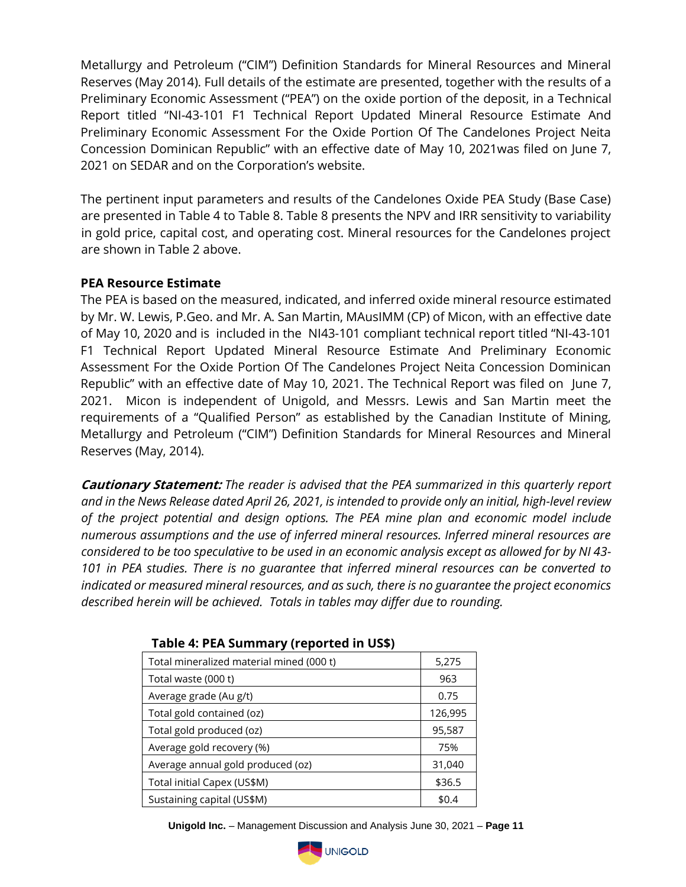Metallurgy and Petroleum ("CIM") Definition Standards for Mineral Resources and Mineral Reserves (May 2014). Full details of the estimate are presented, together with the results of a Preliminary Economic Assessment ("PEA") on the oxide portion of the deposit, in a Technical Report titled "NI-43-101 F1 Technical Report Updated Mineral Resource Estimate And Preliminary Economic Assessment For the Oxide Portion Of The Candelones Project Neita Concession Dominican Republic" with an effective date of May 10, 2021was filed on June 7, 2021 on SEDAR and on the Corporation's website.

The pertinent input parameters and results of the Candelones Oxide PEA Study (Base Case) are presented in Table 4 to Table 8. Table 8 presents the NPV and IRR sensitivity to variability in gold price, capital cost, and operating cost. Mineral resources for the Candelones project are shown in Table 2 above.

**PEA Resource Estimate**

The PEA is based on the measured, indicated, and inferred oxide mineral resource estimated by Mr. W. Lewis, P.Geo. and Mr. A. San Martin, MAusIMM (CP) of Micon, with an effective date of May 10, 2020 and is included in the NI43-101 compliant technical report titled "NI-43-101 F1 Technical Report Updated Mineral Resource Estimate And Preliminary Economic Assessment For the Oxide Portion Of The Candelones Project Neita Concession Dominican Republic" with an effective date of May 10, 2021. The Technical Report was filed on June 7, 2021. Micon is independent of Unigold, and Messrs. Lewis and San Martin meet the requirements of a "Qualified Person" as established by the Canadian Institute of Mining, Metallurgy and Petroleum ("CIM") Definition Standards for Mineral Resources and Mineral Reserves (May, 2014).

***Cautionary Statement:*** *The reader is advised that the PEA summarized in this quarterly report and in the News Release dated April 26, 2021, is intended to provide only an initial, high-level review of the project potential and design options. The PEA mine plan and economic model include numerous assumptions and the use of inferred mineral resources. Inferred mineral resources are considered to be too speculative to be used in an economic analysis except as allowed for by NI 43-101 in PEA studies. There is no guarantee that inferred mineral resources can be converted to indicated or measured mineral resources, and as such, there is no guarantee the project economics described herein will be achieved. Totals in tables may differ due to rounding.*

**Table 4: PEA Summary (reported in US$)**

| | |
|---|---|
| Total mineralized material mined (000 t) | 5,275 |
| Total waste (000 t) | 963 |
| Average grade (Au g/t) | 0.75 |
| Total gold contained (oz) | 126,995 |
| Total gold produced (oz) | 95,587 |
| Average gold recovery (%) | 75% |
| Average annual gold produced (oz) | 31,040 |
| Total initial Capex (US$M) | $36.5 |
| Sustaining capital (US$M) | $0.4 |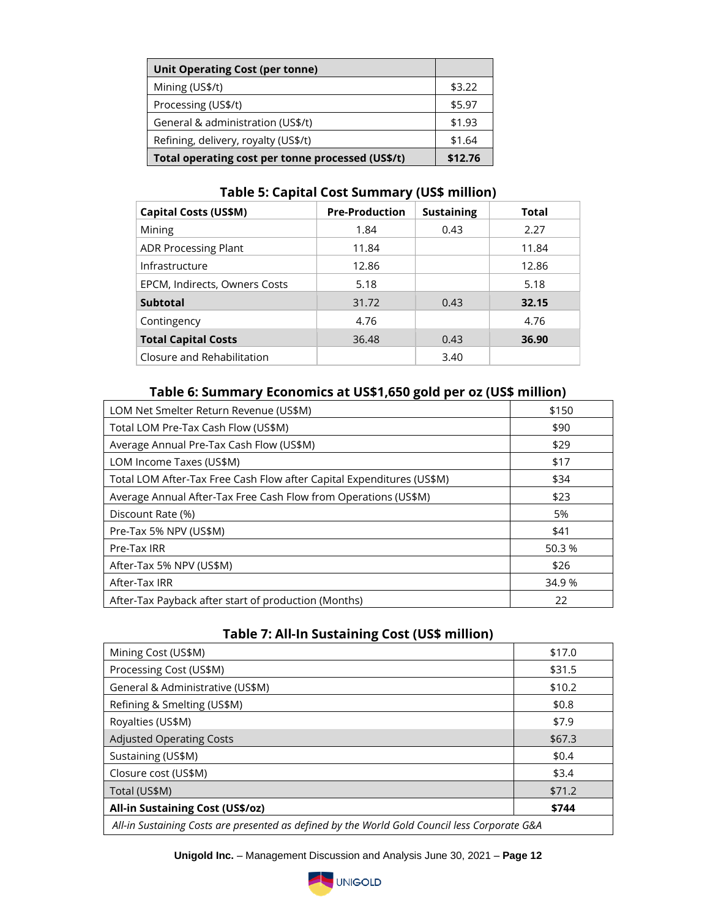| Unit Operating Cost (per tonne) | |
|---|---|
| Mining (US$/t) | $3.22 |
| Processing (US$/t) | $5.97 |
| General & administration (US$/t) | $1.93 |
| Refining, delivery, royalty (US$/t) | $1.64 |
| **Total operating cost per tonne processed (US$/t)** | **$12.76** |

### Table 5: Capital Cost Summary (US$ million)

| Capital Costs (US$M) | Pre-Production | Sustaining | Total |
|---|---|---|---|
| Mining | 1.84 | 0.43 | 2.27 |
| ADR Processing Plant | 11.84 | | 11.84 |
| Infrastructure | 12.86 | | 12.86 |
| EPCM, Indirects, Owners Costs | 5.18 | | 5.18 |
| **Subtotal** | 31.72 | 0.43 | **32.15** |
| Contingency | 4.76 | | 4.76 |
| **Total Capital Costs** | 36.48 | 0.43 | **36.90** |
| Closure and Rehabilitation | | 3.40 | |

### Table 6: Summary Economics at US$1,650 gold per oz (US$ million)

| | |
|---|---|
| LOM Net Smelter Return Revenue (US$M) | $150 |
| Total LOM Pre-Tax Cash Flow (US$M) | $90 |
| Average Annual Pre-Tax Cash Flow (US$M) | $29 |
| LOM Income Taxes (US$M) | $17 |
| Total LOM After-Tax Free Cash Flow after Capital Expenditures (US$M) | $34 |
| Average Annual After-Tax Free Cash Flow from Operations (US$M) | $23 |
| Discount Rate (%) | 5% |
| Pre-Tax 5% NPV (US$M) | $41 |
| Pre-Tax IRR | 50.3 % |
| After-Tax 5% NPV (US$M) | $26 |
| After-Tax IRR | 34.9 % |
| After-Tax Payback after start of production (Months) | 22 |

### Table 7: All-In Sustaining Cost (US$ million)

| | |
|---|---|
| Mining Cost (US$M) | $17.0 |
| Processing Cost (US$M) | $31.5 |
| General & Administrative (US$M) | $10.2 |
| Refining & Smelting (US$M) | $0.8 |
| Royalties (US$M) | $7.9 |
| Adjusted Operating Costs | $67.3 |
| Sustaining (US$M) | $0.4 |
| Closure cost (US$M) | $3.4 |
| Total (US$M) | $71.2 |
| **All-in Sustaining Cost (US$/oz)** | **$744** |
| *All-in Sustaining Costs are presented as defined by the World Gold Council less Corporate G&A* | |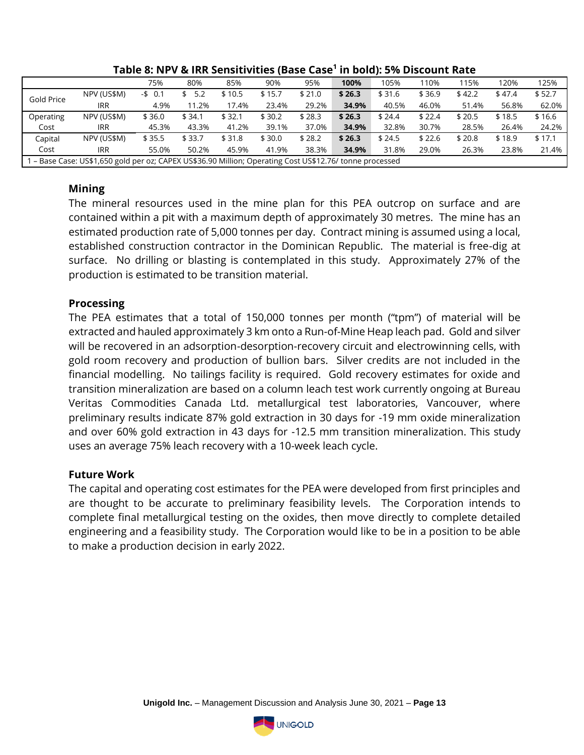**Table 8: NPV & IRR Sensitivities (Base Case[1] in bold): 5% Discount Rate**

| | | 75% | 80% | 85% | 90% | 95% | **100%** | 105% | 110% | 115% | 120% | 125% |
|---|---|---|---|---|---|---|---|---|---|---|---|---|
| Gold Price | NPV (US$M) | -$ 0.1 | $ 5.2 | $ 10.5 | $ 15.7 | $ 21.0 | **$ 26.3** | $ 31.6 | $ 36.9 | $ 42.2 | $ 47.4 | $ 52.7 |
| | IRR | 4.9% | 11.2% | 17.4% | 23.4% | 29.2% | **34.9%** | 40.5% | 46.0% | 51.4% | 56.8% | 62.0% |
| Operating Cost | NPV (US$M) | $ 36.0 | $ 34.1 | $ 32.1 | $ 30.2 | $ 28.3 | **$ 26.3** | $ 24.4 | $ 22.4 | $ 20.5 | $ 18.5 | $ 16.6 |
| | IRR | 45.3% | 43.3% | 41.2% | 39.1% | 37.0% | **34.9%** | 32.8% | 30.7% | 28.5% | 26.4% | 24.2% |
| Capital Cost | NPV (US$M) | $ 35.5 | $ 33.7 | $ 31.8 | $ 30.0 | $ 28.2 | **$ 26.3** | $ 24.5 | $ 22.6 | $ 20.8 | $ 18.9 | $ 17.1 |
| | IRR | 55.0% | 50.2% | 45.9% | 41.9% | 38.3% | **34.9%** | 31.8% | 29.0% | 26.3% | 23.8% | 21.4% |

1 – Base Case: US$1,650 gold per oz; CAPEX US$36.90 Million; Operating Cost US$12.76/ tonne processed

### Mining

The mineral resources used in the mine plan for this PEA outcrop on surface and are contained within a pit with a maximum depth of approximately 30 metres. The mine has an estimated production rate of 5,000 tonnes per day. Contract mining is assumed using a local, established construction contractor in the Dominican Republic. The material is free-dig at surface. No drilling or blasting is contemplated in this study. Approximately 27% of the production is estimated to be transition material.

### Processing

The PEA estimates that a total of 150,000 tonnes per month ("tpm") of material will be extracted and hauled approximately 3 km onto a Run-of-Mine Heap leach pad. Gold and silver will be recovered in an adsorption-desorption-recovery circuit and electrowinning cells, with gold room recovery and production of bullion bars. Silver credits are not included in the financial modelling. No tailings facility is required. Gold recovery estimates for oxide and transition mineralization are based on a column leach test work currently ongoing at Bureau Veritas Commodities Canada Ltd. metallurgical test laboratories, Vancouver, where preliminary results indicate 87% gold extraction in 30 days for -19 mm oxide mineralization and over 60% gold extraction in 43 days for -12.5 mm transition mineralization. This study uses an average 75% leach recovery with a 10-week leach cycle.

### Future Work

The capital and operating cost estimates for the PEA were developed from first principles and are thought to be accurate to preliminary feasibility levels. The Corporation intends to complete final metallurgical testing on the oxides, then move directly to complete detailed engineering and a feasibility study. The Corporation would like to be in a position to be able to make a production decision in early 2022.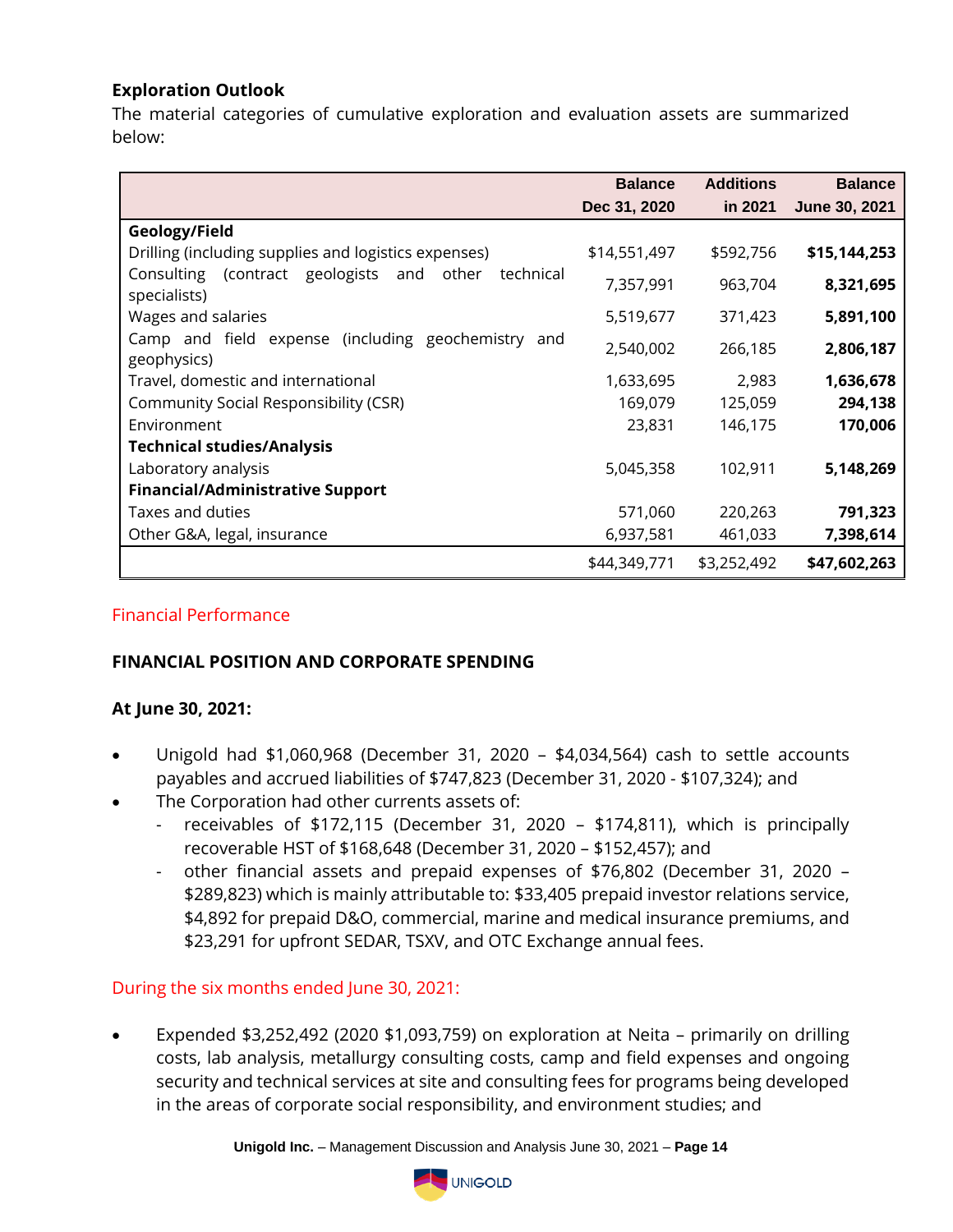### Exploration Outlook

The material categories of cumulative exploration and evaluation assets are summarized below:

| | Balance Dec 31, 2020 | Additions in 2021 | Balance June 30, 2021 |
|---|---|---|---|
| **Geology/Field** | | | |
| Drilling (including supplies and logistics expenses) | $14,551,497 | $592,756 | **$15,144,253** |
| Consulting (contract geologists and other technical specialists) | 7,357,991 | 963,704 | **8,321,695** |
| Wages and salaries | 5,519,677 | 371,423 | **5,891,100** |
| Camp and field expense (including geochemistry and geophysics) | 2,540,002 | 266,185 | **2,806,187** |
| Travel, domestic and international | 1,633,695 | 2,983 | **1,636,678** |
| Community Social Responsibility (CSR) | 169,079 | 125,059 | **294,138** |
| Environment | 23,831 | 146,175 | **170,006** |
| **Technical studies/Analysis** | | | |
| Laboratory analysis | 5,045,358 | 102,911 | **5,148,269** |
| **Financial/Administrative Support** | | | |
| Taxes and duties | 571,060 | 220,263 | **791,323** |
| Other G&A, legal, insurance | 6,937,581 | 461,033 | **7,398,614** |
| | $44,349,771 | $3,252,492 | **$47,602,263** |

## Financial Performance

### FINANCIAL POSITION AND CORPORATE SPENDING

**At June 30, 2021:**

- Unigold had $1,060,968 (December 31, 2020 – $4,034,564) cash to settle accounts payables and accrued liabilities of $747,823 (December 31, 2020 - $107,324); and
- The Corporation had other currents assets of:
  - receivables of $172,115 (December 31, 2020 – $174,811), which is principally recoverable HST of $168,648 (December 31, 2020 – $152,457); and
  - other financial assets and prepaid expenses of $76,802 (December 31, 2020 – $289,823) which is mainly attributable to: $33,405 prepaid investor relations service, $4,892 for prepaid D&O, commercial, marine and medical insurance premiums, and $23,291 for upfront SEDAR, TSXV, and OTC Exchange annual fees.

During the six months ended June 30, 2021:

- Expended $3,252,492 (2020 $1,093,759) on exploration at Neita – primarily on drilling costs, lab analysis, metallurgy consulting costs, camp and field expenses and ongoing security and technical services at site and consulting fees for programs being developed in the areas of corporate social responsibility, and environment studies; and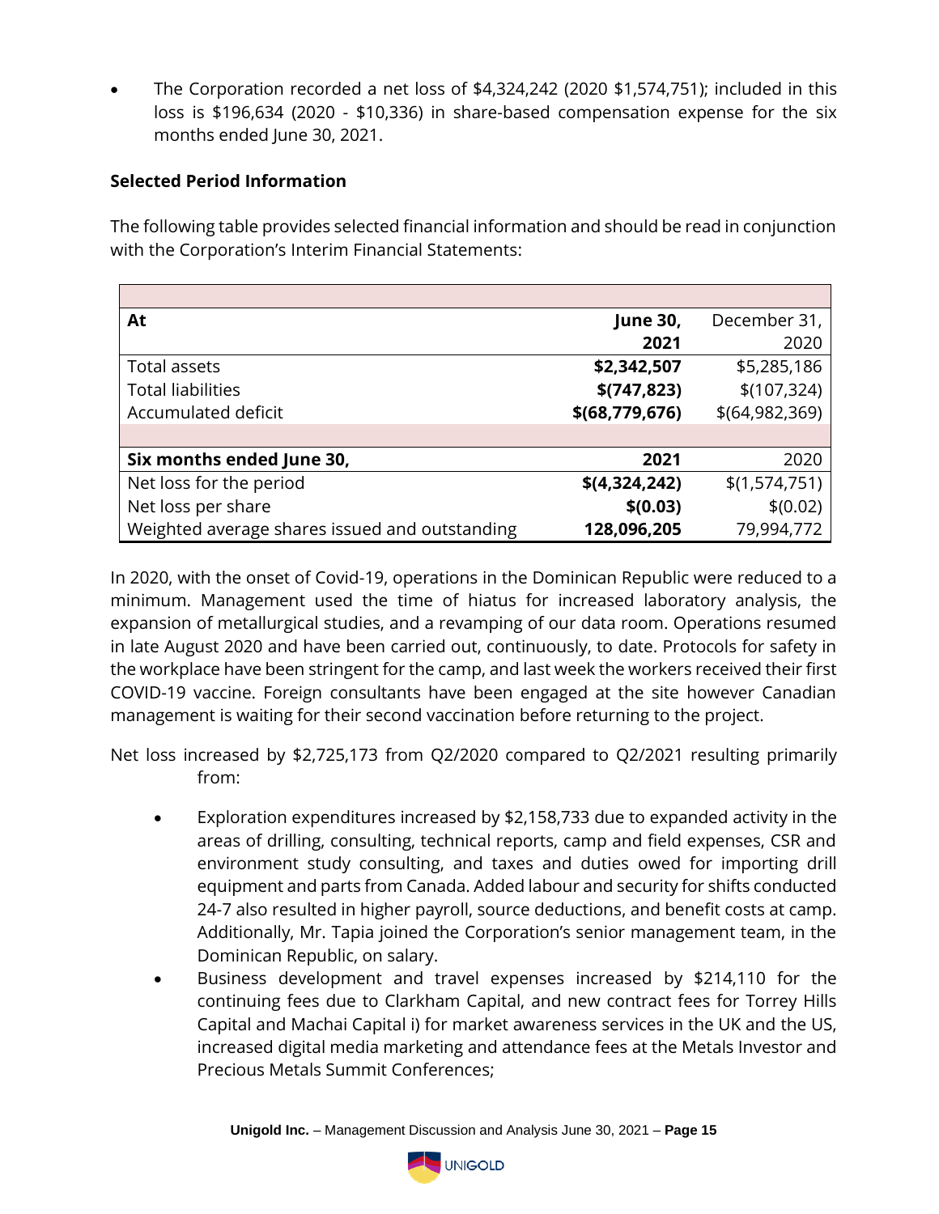- The Corporation recorded a net loss of $4,324,242 (2020 $1,574,751); included in this loss is $196,634 (2020 - $10,336) in share-based compensation expense for the six months ended June 30, 2021.

**Selected Period Information**

The following table provides selected financial information and should be read in conjunction with the Corporation's Interim Financial Statements:

| At | **June 30, 2021** | December 31, 2020 |
|---|---|---|
| Total assets | **$2,342,507** | $5,285,186 |
| Total liabilities | **$(747,823)** | $(107,324) |
| Accumulated deficit | **$(68,779,676)** | $(64,982,369) |
| | | |
| **Six months ended June 30,** | **2021** | 2020 |
| Net loss for the period | **$(4,324,242)** | $(1,574,751) |
| Net loss per share | **$(0.03)** | $(0.02) |
| Weighted average shares issued and outstanding | **128,096,205** | 79,994,772 |

In 2020, with the onset of Covid-19, operations in the Dominican Republic were reduced to a minimum. Management used the time of hiatus for increased laboratory analysis, the expansion of metallurgical studies, and a revamping of our data room. Operations resumed in late August 2020 and have been carried out, continuously, to date. Protocols for safety in the workplace have been stringent for the camp, and last week the workers received their first COVID-19 vaccine. Foreign consultants have been engaged at the site however Canadian management is waiting for their second vaccination before returning to the project.

Net loss increased by $2,725,173 from Q2/2020 compared to Q2/2021 resulting primarily from:

- Exploration expenditures increased by $2,158,733 due to expanded activity in the areas of drilling, consulting, technical reports, camp and field expenses, CSR and environment study consulting, and taxes and duties owed for importing drill equipment and parts from Canada. Added labour and security for shifts conducted 24-7 also resulted in higher payroll, source deductions, and benefit costs at camp. Additionally, Mr. Tapia joined the Corporation's senior management team, in the Dominican Republic, on salary.
- Business development and travel expenses increased by $214,110 for the continuing fees due to Clarkham Capital, and new contract fees for Torrey Hills Capital and Machai Capital i) for market awareness services in the UK and the US, increased digital media marketing and attendance fees at the Metals Investor and Precious Metals Summit Conferences;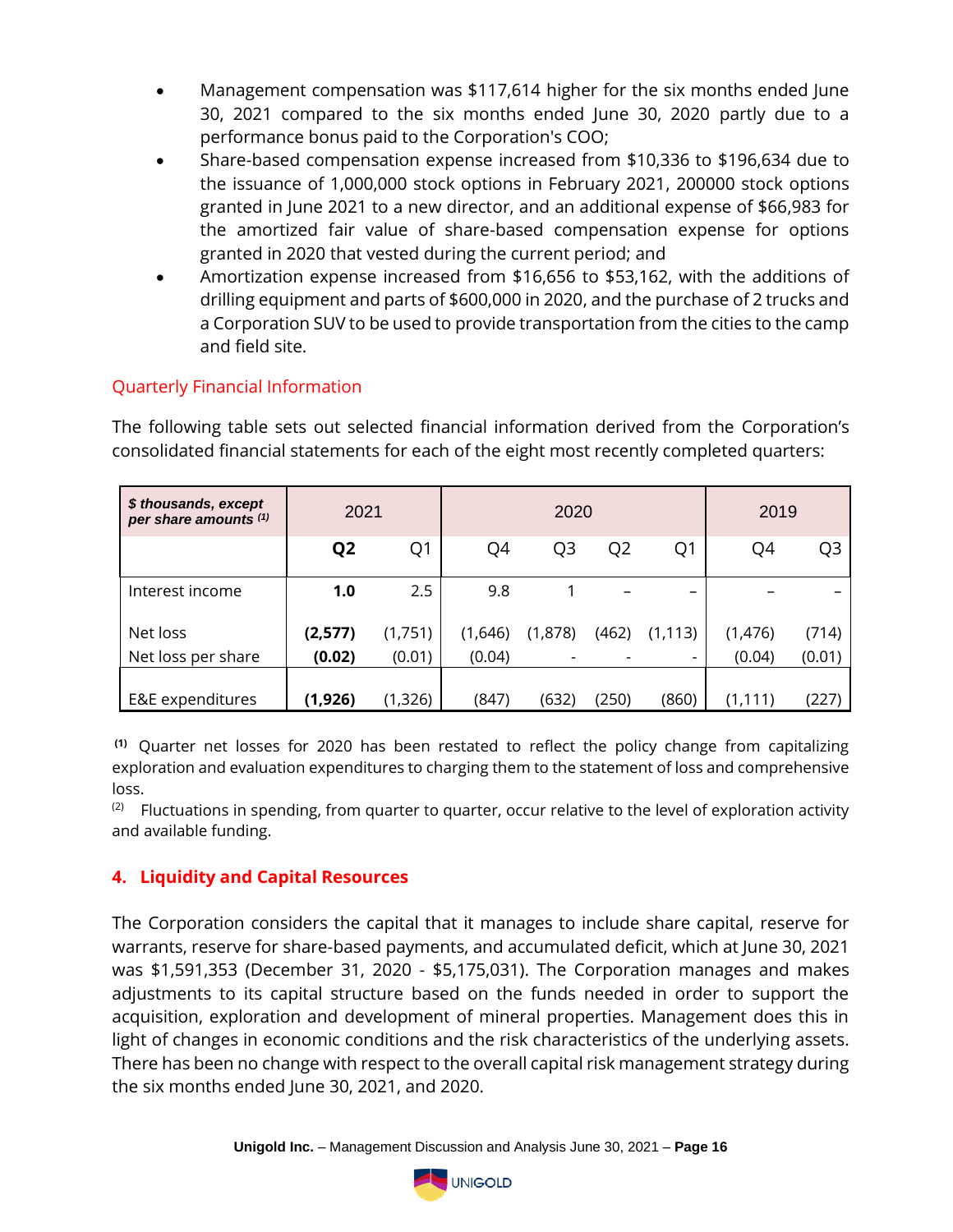- Management compensation was $117,614 higher for the six months ended June 30, 2021 compared to the six months ended June 30, 2020 partly due to a performance bonus paid to the Corporation's COO;
- Share-based compensation expense increased from $10,336 to $196,634 due to the issuance of 1,000,000 stock options in February 2021, 200000 stock options granted in June 2021 to a new director, and an additional expense of $66,983 for the amortized fair value of share-based compensation expense for options granted in 2020 that vested during the current period; and
- Amortization expense increased from $16,656 to $53,162, with the additions of drilling equipment and parts of $600,000 in 2020, and the purchase of 2 trucks and a Corporation SUV to be used to provide transportation from the cities to the camp and field site.

### Quarterly Financial Information

The following table sets out selected financial information derived from the Corporation's consolidated financial statements for each of the eight most recently completed quarters:

| ***$ thousands, except per share amounts*** [(1)] | 2021 | | 2020 | | | | 2019 | |
|---|---|---|---|---|---|---|---|---|
| | **Q2** | Q1 | Q4 | Q3 | Q2 | Q1 | Q4 | Q3 |
| Interest income | **1.0** | 2.5 | 9.8 | 1 | – | – | – | – |
| Net loss | **(2,577)** | (1,751) | (1,646) | (1,878) | (462) | (1,113) | (1,476) | (714) |
| Net loss per share | **(0.02)** | (0.01) | (0.04) | - | - | - | (0.04) | (0.01) |
| E&E expenditures | **(1,926)** | (1,326) | (847) | (632) | (250) | (860) | (1,111) | (227) |

[(1)] Quarter net losses for 2020 has been restated to reflect the policy change from capitalizing exploration and evaluation expenditures to charging them to the statement of loss and comprehensive loss.

[(2)] Fluctuations in spending, from quarter to quarter, occur relative to the level of exploration activity and available funding.

## 4. Liquidity and Capital Resources

The Corporation considers the capital that it manages to include share capital, reserve for warrants, reserve for share-based payments, and accumulated deficit, which at June 30, 2021 was $1,591,353 (December 31, 2020 - $5,175,031). The Corporation manages and makes adjustments to its capital structure based on the funds needed in order to support the acquisition, exploration and development of mineral properties. Management does this in light of changes in economic conditions and the risk characteristics of the underlying assets. There has been no change with respect to the overall capital risk management strategy during the six months ended June 30, 2021, and 2020.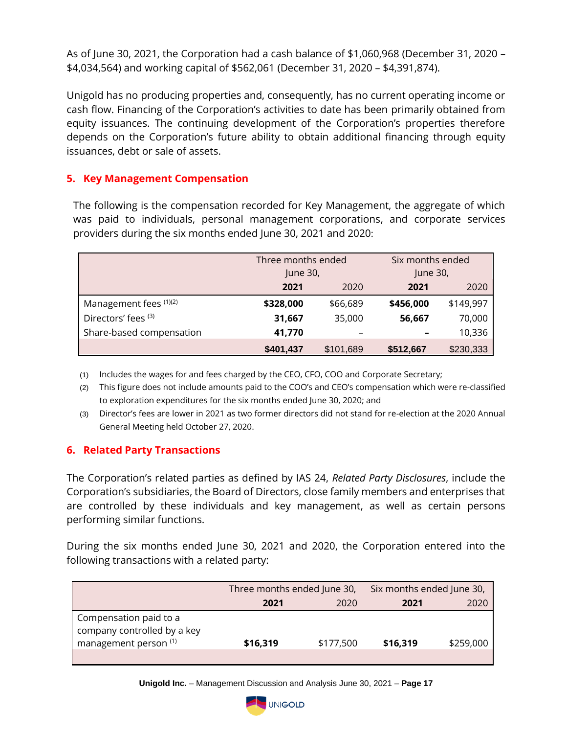As of June 30, 2021, the Corporation had a cash balance of $1,060,968 (December 31, 2020 – $4,034,564) and working capital of $562,061 (December 31, 2020 – $4,391,874).

Unigold has no producing properties and, consequently, has no current operating income or cash flow. Financing of the Corporation's activities to date has been primarily obtained from equity issuances. The continuing development of the Corporation's properties therefore depends on the Corporation's future ability to obtain additional financing through equity issuances, debt or sale of assets.

## 5. Key Management Compensation

The following is the compensation recorded for Key Management, the aggregate of which was paid to individuals, personal management corporations, and corporate services providers during the six months ended June 30, 2021 and 2020:

| | Three months ended June 30, | | Six months ended June 30, | |
|---|---|---|---|---|
| | **2021** | 2020 | **2021** | 2020 |
| Management fees (1)(2) | **$328,000** | $66,689 | **$456,000** | $149,997 |
| Directors' fees (3) | **31,667** | 35,000 | **56,667** | 70,000 |
| Share-based compensation | **41,770** | – | **–** | 10,336 |
| | **$401,437** | $101,689 | **$512,667** | $230,333 |

(1) Includes the wages for and fees charged by the CEO, CFO, COO and Corporate Secretary;

(2) This figure does not include amounts paid to the COO's and CEO's compensation which were re-classified to exploration expenditures for the six months ended June 30, 2020; and

(3) Director's fees are lower in 2021 as two former directors did not stand for re-election at the 2020 Annual General Meeting held October 27, 2020.

## 6. Related Party Transactions

The Corporation's related parties as defined by IAS 24, *Related Party Disclosures*, include the Corporation's subsidiaries, the Board of Directors, close family members and enterprises that are controlled by these individuals and key management, as well as certain persons performing similar functions.

During the six months ended June 30, 2021 and 2020, the Corporation entered into the following transactions with a related party:

| | Three months ended June 30, | | Six months ended June 30, | |
|---|---|---|---|---|
| | **2021** | 2020 | **2021** | 2020 |
| Compensation paid to a company controlled by a key management person (1) | **$16,319** | $177,500 | **$16,319** | $259,000 |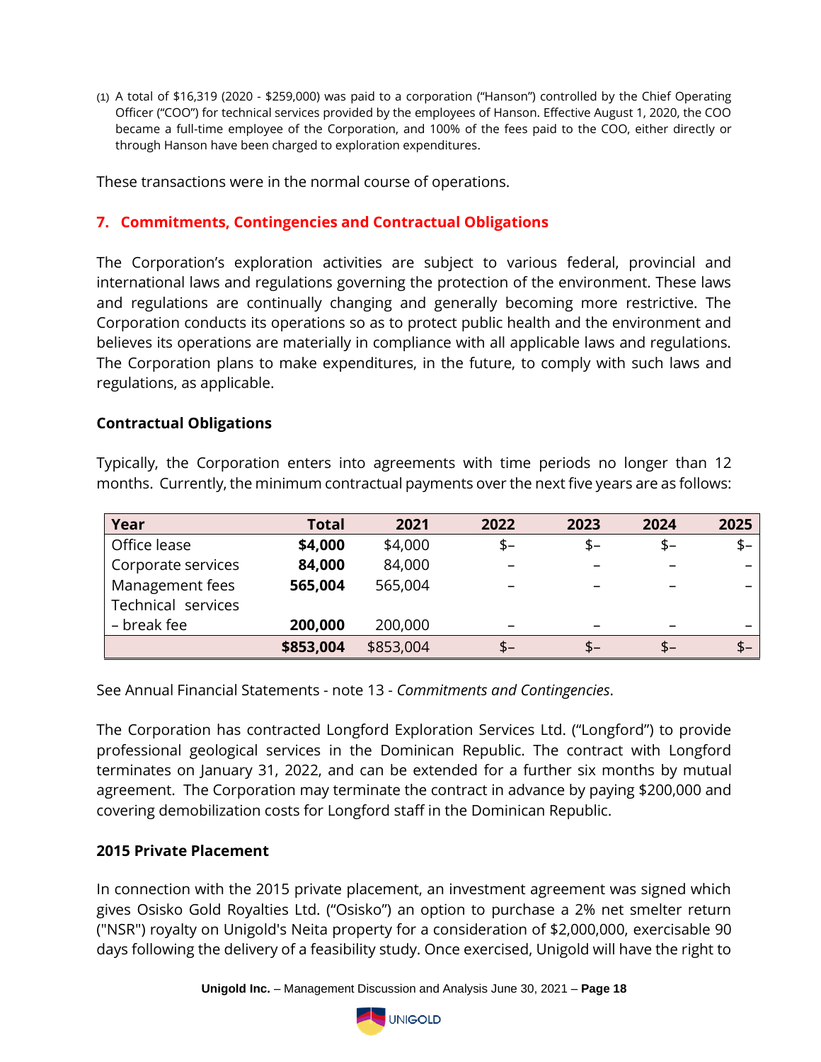(1) A total of $16,319 (2020 - $259,000) was paid to a corporation ("Hanson") controlled by the Chief Operating Officer ("COO") for technical services provided by the employees of Hanson. Effective August 1, 2020, the COO became a full-time employee of the Corporation, and 100% of the fees paid to the COO, either directly or through Hanson have been charged to exploration expenditures.

These transactions were in the normal course of operations.

## 7. Commitments, Contingencies and Contractual Obligations

The Corporation's exploration activities are subject to various federal, provincial and international laws and regulations governing the protection of the environment. These laws and regulations are continually changing and generally becoming more restrictive. The Corporation conducts its operations so as to protect public health and the environment and believes its operations are materially in compliance with all applicable laws and regulations. The Corporation plans to make expenditures, in the future, to comply with such laws and regulations, as applicable.

### Contractual Obligations

Typically, the Corporation enters into agreements with time periods no longer than 12 months. Currently, the minimum contractual payments over the next five years are as follows:

| Year | Total | 2021 | 2022 | 2023 | 2024 | 2025 |
|---|---|---|---|---|---|---|
| Office lease | **$4,000** | $4,000 | $– | $– | $– | $– |
| Corporate services | **84,000** | 84,000 | – | – | – | – |
| Management fees | **565,004** | 565,004 | – | – | – | – |
| Technical services – break fee | **200,000** | 200,000 | – | – | – | – |
| | **$853,004** | $853,004 | $– | $– | $– | $– |

See Annual Financial Statements - note 13 - *Commitments and Contingencies*.

The Corporation has contracted Longford Exploration Services Ltd. ("Longford") to provide professional geological services in the Dominican Republic. The contract with Longford terminates on January 31, 2022, and can be extended for a further six months by mutual agreement. The Corporation may terminate the contract in advance by paying $200,000 and covering demobilization costs for Longford staff in the Dominican Republic.

### 2015 Private Placement

In connection with the 2015 private placement, an investment agreement was signed which gives Osisko Gold Royalties Ltd. ("Osisko") an option to purchase a 2% net smelter return ("NSR") royalty on Unigold's Neita property for a consideration of $2,000,000, exercisable 90 days following the delivery of a feasibility study. Once exercised, Unigold will have the right to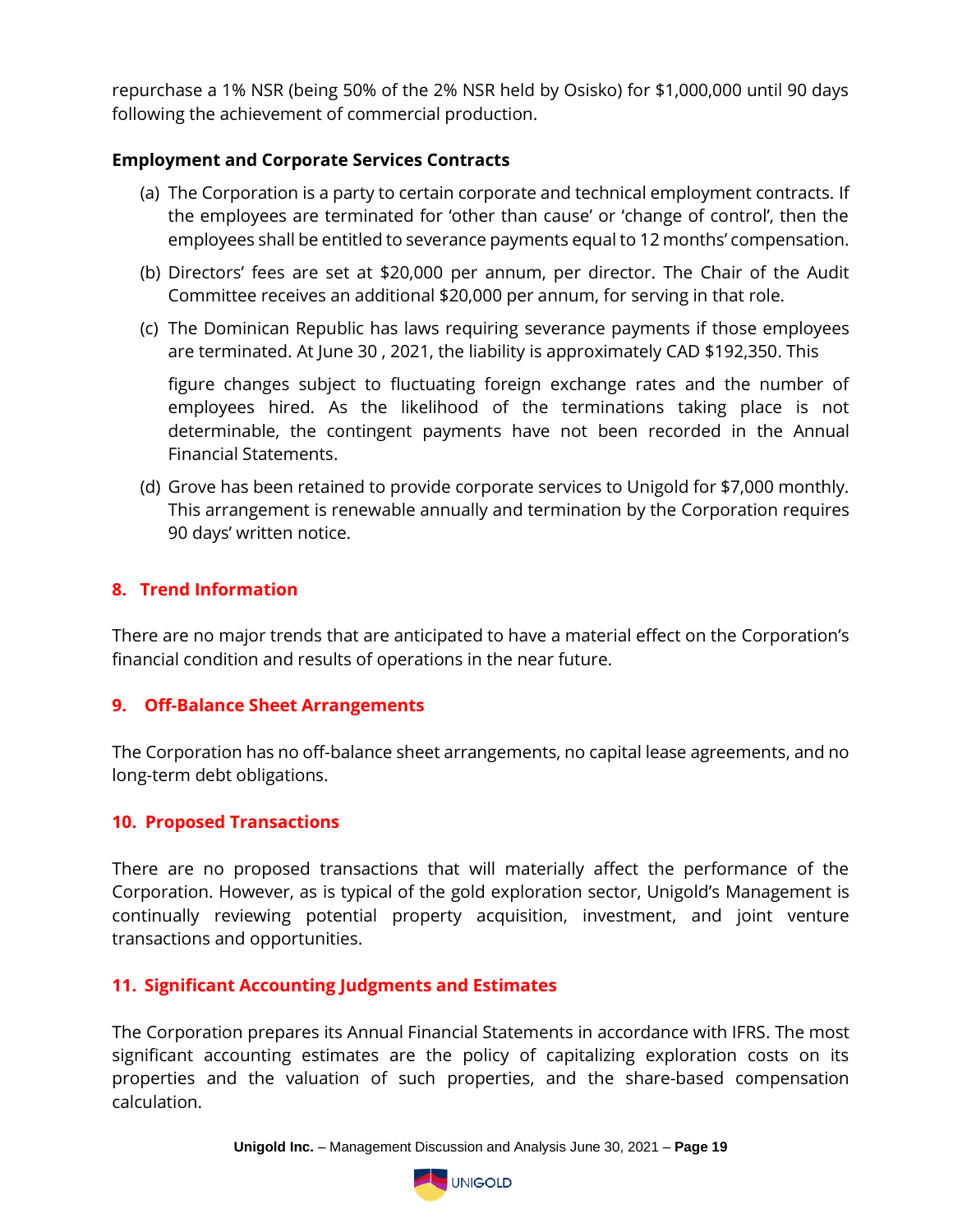repurchase a 1% NSR (being 50% of the 2% NSR held by Osisko) for $1,000,000 until 90 days following the achievement of commercial production.

**Employment and Corporate Services Contracts**

(a) The Corporation is a party to certain corporate and technical employment contracts. If the employees are terminated for 'other than cause' or 'change of control', then the employees shall be entitled to severance payments equal to 12 months' compensation.

(b) Directors' fees are set at $20,000 per annum, per director. The Chair of the Audit Committee receives an additional $20,000 per annum, for serving in that role.

(c) The Dominican Republic has laws requiring severance payments if those employees are terminated. At June 30 , 2021, the liability is approximately CAD $192,350. This figure changes subject to fluctuating foreign exchange rates and the number of employees hired. As the likelihood of the terminations taking place is not determinable, the contingent payments have not been recorded in the Annual Financial Statements.

(d) Grove has been retained to provide corporate services to Unigold for $7,000 monthly. This arrangement is renewable annually and termination by the Corporation requires 90 days' written notice.

## 8. Trend Information

There are no major trends that are anticipated to have a material effect on the Corporation's financial condition and results of operations in the near future.

## 9. Off-Balance Sheet Arrangements

The Corporation has no off-balance sheet arrangements, no capital lease agreements, and no long-term debt obligations.

## 10. Proposed Transactions

There are no proposed transactions that will materially affect the performance of the Corporation. However, as is typical of the gold exploration sector, Unigold's Management is continually reviewing potential property acquisition, investment, and joint venture transactions and opportunities.

## 11. Significant Accounting Judgments and Estimates

The Corporation prepares its Annual Financial Statements in accordance with IFRS. The most significant accounting estimates are the policy of capitalizing exploration costs on its properties and the valuation of such properties, and the share-based compensation calculation.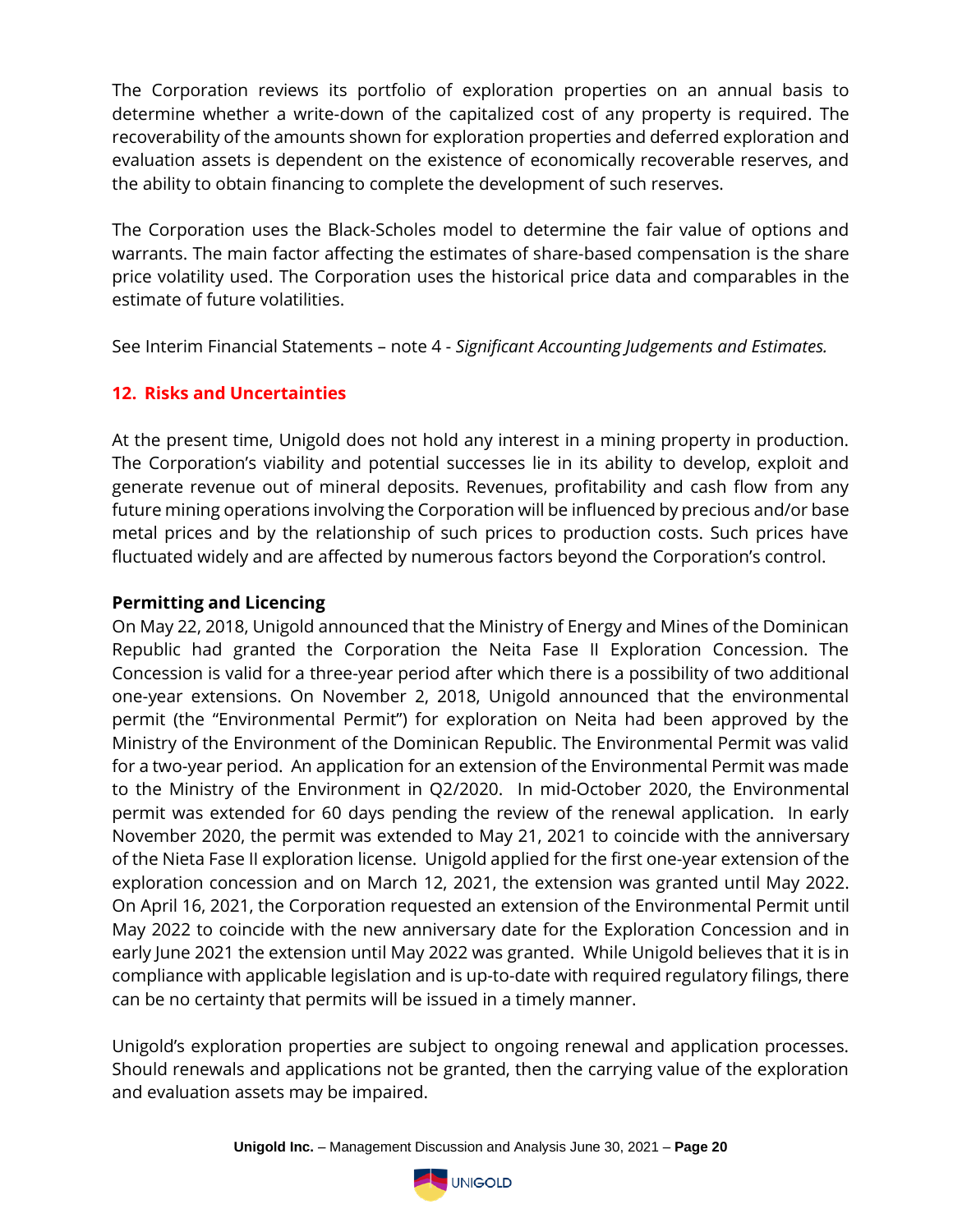The Corporation reviews its portfolio of exploration properties on an annual basis to determine whether a write-down of the capitalized cost of any property is required. The recoverability of the amounts shown for exploration properties and deferred exploration and evaluation assets is dependent on the existence of economically recoverable reserves, and the ability to obtain financing to complete the development of such reserves.

The Corporation uses the Black-Scholes model to determine the fair value of options and warrants. The main factor affecting the estimates of share-based compensation is the share price volatility used. The Corporation uses the historical price data and comparables in the estimate of future volatilities.

See Interim Financial Statements – note 4 - *Significant Accounting Judgements and Estimates.*

## 12. Risks and Uncertainties

At the present time, Unigold does not hold any interest in a mining property in production. The Corporation's viability and potential successes lie in its ability to develop, exploit and generate revenue out of mineral deposits. Revenues, profitability and cash flow from any future mining operations involving the Corporation will be influenced by precious and/or base metal prices and by the relationship of such prices to production costs. Such prices have fluctuated widely and are affected by numerous factors beyond the Corporation's control.

**Permitting and Licencing**

On May 22, 2018, Unigold announced that the Ministry of Energy and Mines of the Dominican Republic had granted the Corporation the Neita Fase II Exploration Concession. The Concession is valid for a three-year period after which there is a possibility of two additional one-year extensions. On November 2, 2018, Unigold announced that the environmental permit (the "Environmental Permit") for exploration on Neita had been approved by the Ministry of the Environment of the Dominican Republic. The Environmental Permit was valid for a two-year period. An application for an extension of the Environmental Permit was made to the Ministry of the Environment in Q2/2020. In mid-October 2020, the Environmental permit was extended for 60 days pending the review of the renewal application. In early November 2020, the permit was extended to May 21, 2021 to coincide with the anniversary of the Nieta Fase II exploration license. Unigold applied for the first one-year extension of the exploration concession and on March 12, 2021, the extension was granted until May 2022. On April 16, 2021, the Corporation requested an extension of the Environmental Permit until May 2022 to coincide with the new anniversary date for the Exploration Concession and in early June 2021 the extension until May 2022 was granted. While Unigold believes that it is in compliance with applicable legislation and is up-to-date with required regulatory filings, there can be no certainty that permits will be issued in a timely manner.

Unigold's exploration properties are subject to ongoing renewal and application processes. Should renewals and applications not be granted, then the carrying value of the exploration and evaluation assets may be impaired.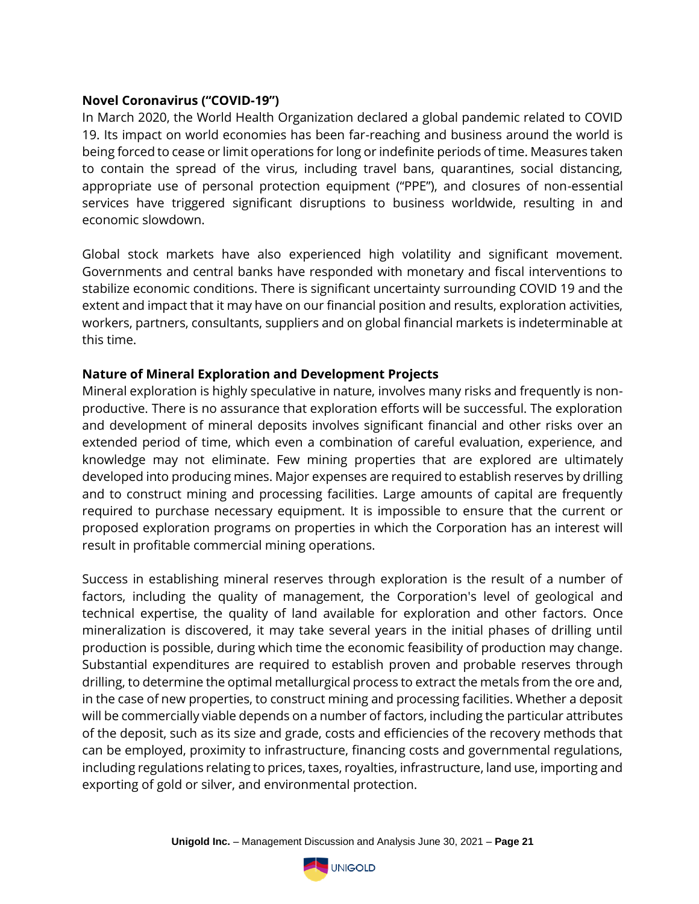**Novel Coronavirus ("COVID-19")**

In March 2020, the World Health Organization declared a global pandemic related to COVID 19. Its impact on world economies has been far-reaching and business around the world is being forced to cease or limit operations for long or indefinite periods of time. Measures taken to contain the spread of the virus, including travel bans, quarantines, social distancing, appropriate use of personal protection equipment ("PPE"), and closures of non-essential services have triggered significant disruptions to business worldwide, resulting in and economic slowdown.

Global stock markets have also experienced high volatility and significant movement. Governments and central banks have responded with monetary and fiscal interventions to stabilize economic conditions. There is significant uncertainty surrounding COVID 19 and the extent and impact that it may have on our financial position and results, exploration activities, workers, partners, consultants, suppliers and on global financial markets is indeterminable at this time.

**Nature of Mineral Exploration and Development Projects**

Mineral exploration is highly speculative in nature, involves many risks and frequently is non-productive. There is no assurance that exploration efforts will be successful. The exploration and development of mineral deposits involves significant financial and other risks over an extended period of time, which even a combination of careful evaluation, experience, and knowledge may not eliminate. Few mining properties that are explored are ultimately developed into producing mines. Major expenses are required to establish reserves by drilling and to construct mining and processing facilities. Large amounts of capital are frequently required to purchase necessary equipment. It is impossible to ensure that the current or proposed exploration programs on properties in which the Corporation has an interest will result in profitable commercial mining operations.

Success in establishing mineral reserves through exploration is the result of a number of factors, including the quality of management, the Corporation's level of geological and technical expertise, the quality of land available for exploration and other factors. Once mineralization is discovered, it may take several years in the initial phases of drilling until production is possible, during which time the economic feasibility of production may change. Substantial expenditures are required to establish proven and probable reserves through drilling, to determine the optimal metallurgical process to extract the metals from the ore and, in the case of new properties, to construct mining and processing facilities. Whether a deposit will be commercially viable depends on a number of factors, including the particular attributes of the deposit, such as its size and grade, costs and efficiencies of the recovery methods that can be employed, proximity to infrastructure, financing costs and governmental regulations, including regulations relating to prices, taxes, royalties, infrastructure, land use, importing and exporting of gold or silver, and environmental protection.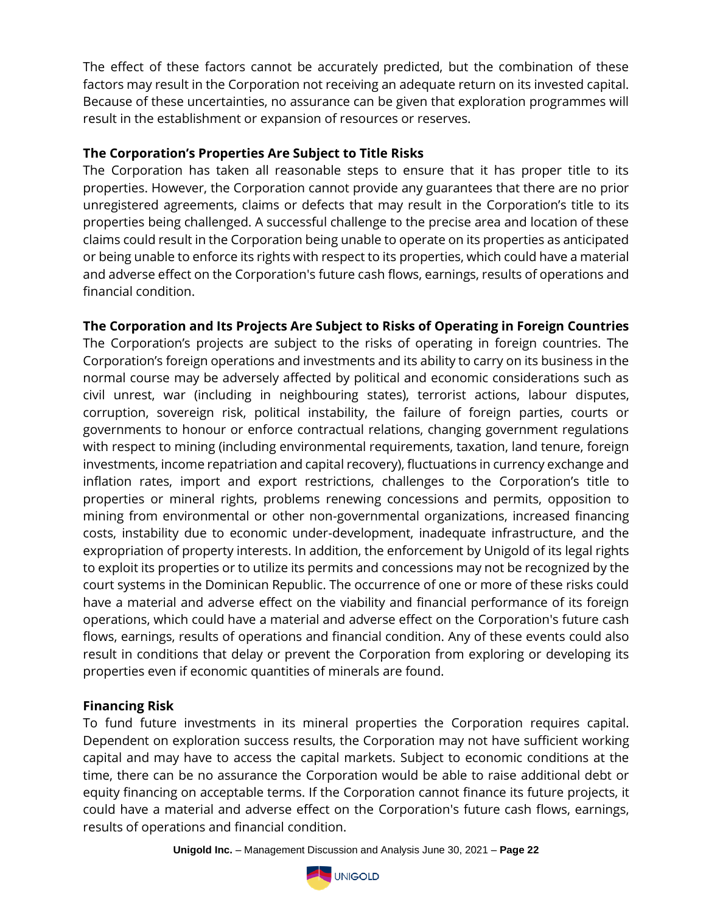The effect of these factors cannot be accurately predicted, but the combination of these factors may result in the Corporation not receiving an adequate return on its invested capital. Because of these uncertainties, no assurance can be given that exploration programmes will result in the establishment or expansion of resources or reserves.

**The Corporation's Properties Are Subject to Title Risks**

The Corporation has taken all reasonable steps to ensure that it has proper title to its properties. However, the Corporation cannot provide any guarantees that there are no prior unregistered agreements, claims or defects that may result in the Corporation's title to its properties being challenged. A successful challenge to the precise area and location of these claims could result in the Corporation being unable to operate on its properties as anticipated or being unable to enforce its rights with respect to its properties, which could have a material and adverse effect on the Corporation's future cash flows, earnings, results of operations and financial condition.

**The Corporation and Its Projects Are Subject to Risks of Operating in Foreign Countries**

The Corporation's projects are subject to the risks of operating in foreign countries. The Corporation's foreign operations and investments and its ability to carry on its business in the normal course may be adversely affected by political and economic considerations such as civil unrest, war (including in neighbouring states), terrorist actions, labour disputes, corruption, sovereign risk, political instability, the failure of foreign parties, courts or governments to honour or enforce contractual relations, changing government regulations with respect to mining (including environmental requirements, taxation, land tenure, foreign investments, income repatriation and capital recovery), fluctuations in currency exchange and inflation rates, import and export restrictions, challenges to the Corporation's title to properties or mineral rights, problems renewing concessions and permits, opposition to mining from environmental or other non-governmental organizations, increased financing costs, instability due to economic under-development, inadequate infrastructure, and the expropriation of property interests. In addition, the enforcement by Unigold of its legal rights to exploit its properties or to utilize its permits and concessions may not be recognized by the court systems in the Dominican Republic. The occurrence of one or more of these risks could have a material and adverse effect on the viability and financial performance of its foreign operations, which could have a material and adverse effect on the Corporation's future cash flows, earnings, results of operations and financial condition. Any of these events could also result in conditions that delay or prevent the Corporation from exploring or developing its properties even if economic quantities of minerals are found.

**Financing Risk**

To fund future investments in its mineral properties the Corporation requires capital. Dependent on exploration success results, the Corporation may not have sufficient working capital and may have to access the capital markets. Subject to economic conditions at the time, there can be no assurance the Corporation would be able to raise additional debt or equity financing on acceptable terms. If the Corporation cannot finance its future projects, it could have a material and adverse effect on the Corporation's future cash flows, earnings, results of operations and financial condition.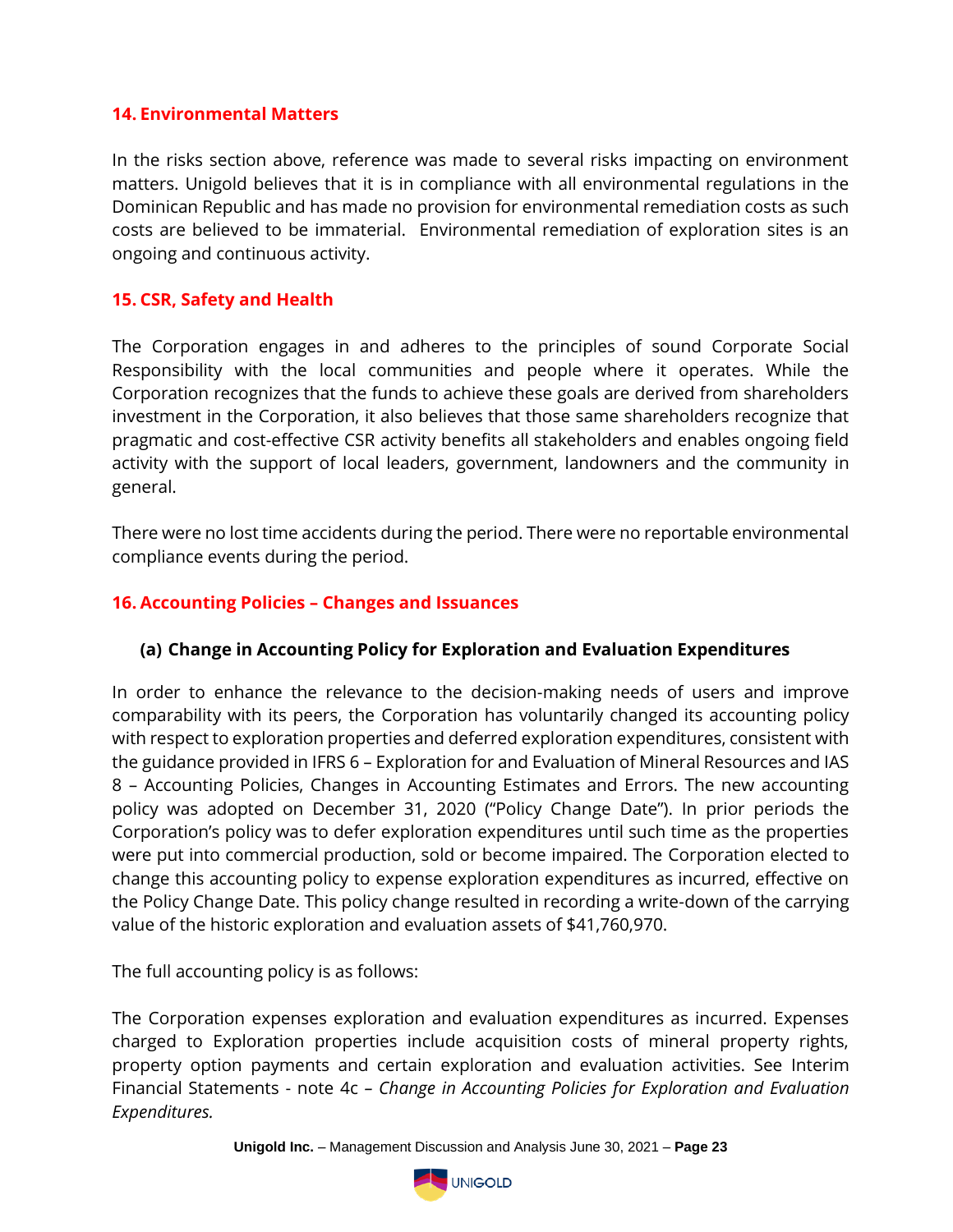## 14. Environmental Matters

In the risks section above, reference was made to several risks impacting on environment matters. Unigold believes that it is in compliance with all environmental regulations in the Dominican Republic and has made no provision for environmental remediation costs as such costs are believed to be immaterial. Environmental remediation of exploration sites is an ongoing and continuous activity.

## 15. CSR, Safety and Health

The Corporation engages in and adheres to the principles of sound Corporate Social Responsibility with the local communities and people where it operates. While the Corporation recognizes that the funds to achieve these goals are derived from shareholders investment in the Corporation, it also believes that those same shareholders recognize that pragmatic and cost-effective CSR activity benefits all stakeholders and enables ongoing field activity with the support of local leaders, government, landowners and the community in general.

There were no lost time accidents during the period. There were no reportable environmental compliance events during the period.

## 16. Accounting Policies – Changes and Issuances

### (a) Change in Accounting Policy for Exploration and Evaluation Expenditures

In order to enhance the relevance to the decision-making needs of users and improve comparability with its peers, the Corporation has voluntarily changed its accounting policy with respect to exploration properties and deferred exploration expenditures, consistent with the guidance provided in IFRS 6 – Exploration for and Evaluation of Mineral Resources and IAS 8 – Accounting Policies, Changes in Accounting Estimates and Errors. The new accounting policy was adopted on December 31, 2020 ("Policy Change Date"). In prior periods the Corporation's policy was to defer exploration expenditures until such time as the properties were put into commercial production, sold or become impaired. The Corporation elected to change this accounting policy to expense exploration expenditures as incurred, effective on the Policy Change Date. This policy change resulted in recording a write-down of the carrying value of the historic exploration and evaluation assets of $41,760,970.

The full accounting policy is as follows:

The Corporation expenses exploration and evaluation expenditures as incurred. Expenses charged to Exploration properties include acquisition costs of mineral property rights, property option payments and certain exploration and evaluation activities. See Interim Financial Statements - note 4c – *Change in Accounting Policies for Exploration and Evaluation Expenditures.*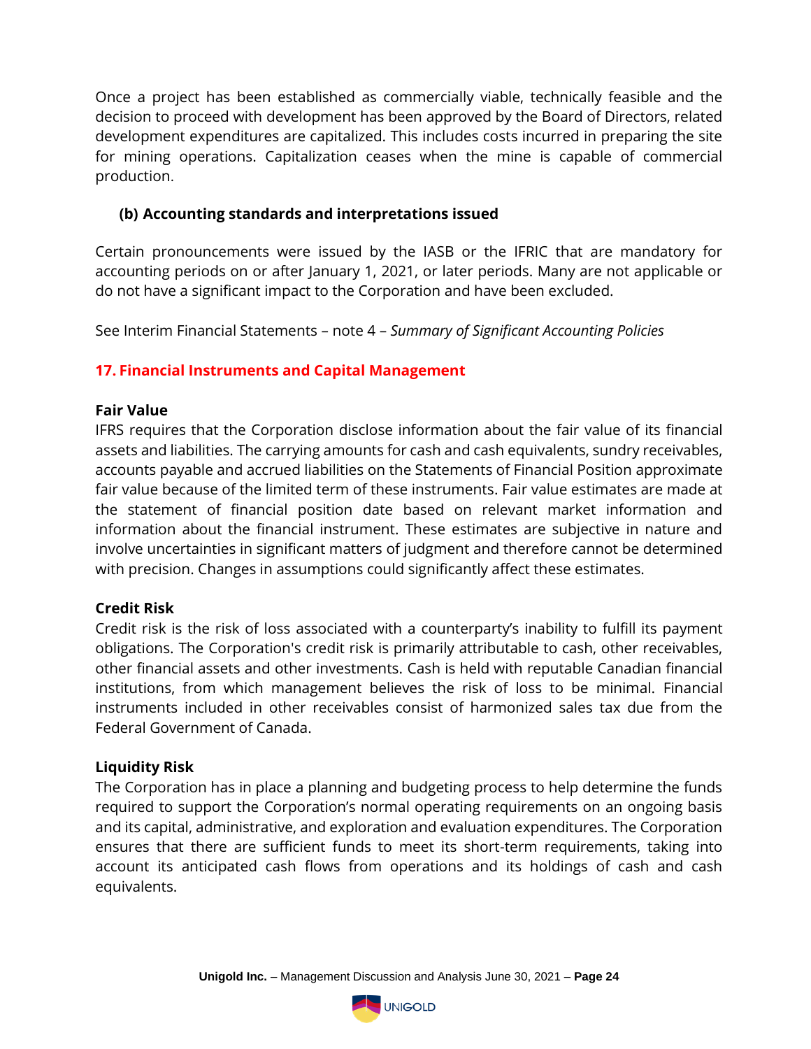Once a project has been established as commercially viable, technically feasible and the decision to proceed with development has been approved by the Board of Directors, related development expenditures are capitalized. This includes costs incurred in preparing the site for mining operations. Capitalization ceases when the mine is capable of commercial production.

### (b) Accounting standards and interpretations issued

Certain pronouncements were issued by the IASB or the IFRIC that are mandatory for accounting periods on or after January 1, 2021, or later periods. Many are not applicable or do not have a significant impact to the Corporation and have been excluded.

See Interim Financial Statements – note 4 – *Summary of Significant Accounting Policies*

## 17. Financial Instruments and Capital Management

**Fair Value**

IFRS requires that the Corporation disclose information about the fair value of its financial assets and liabilities. The carrying amounts for cash and cash equivalents, sundry receivables, accounts payable and accrued liabilities on the Statements of Financial Position approximate fair value because of the limited term of these instruments. Fair value estimates are made at the statement of financial position date based on relevant market information and information about the financial instrument. These estimates are subjective in nature and involve uncertainties in significant matters of judgment and therefore cannot be determined with precision. Changes in assumptions could significantly affect these estimates.

**Credit Risk**

Credit risk is the risk of loss associated with a counterparty's inability to fulfill its payment obligations. The Corporation's credit risk is primarily attributable to cash, other receivables, other financial assets and other investments. Cash is held with reputable Canadian financial institutions, from which management believes the risk of loss to be minimal. Financial instruments included in other receivables consist of harmonized sales tax due from the Federal Government of Canada.

**Liquidity Risk**

The Corporation has in place a planning and budgeting process to help determine the funds required to support the Corporation's normal operating requirements on an ongoing basis and its capital, administrative, and exploration and evaluation expenditures. The Corporation ensures that there are sufficient funds to meet its short-term requirements, taking into account its anticipated cash flows from operations and its holdings of cash and cash equivalents.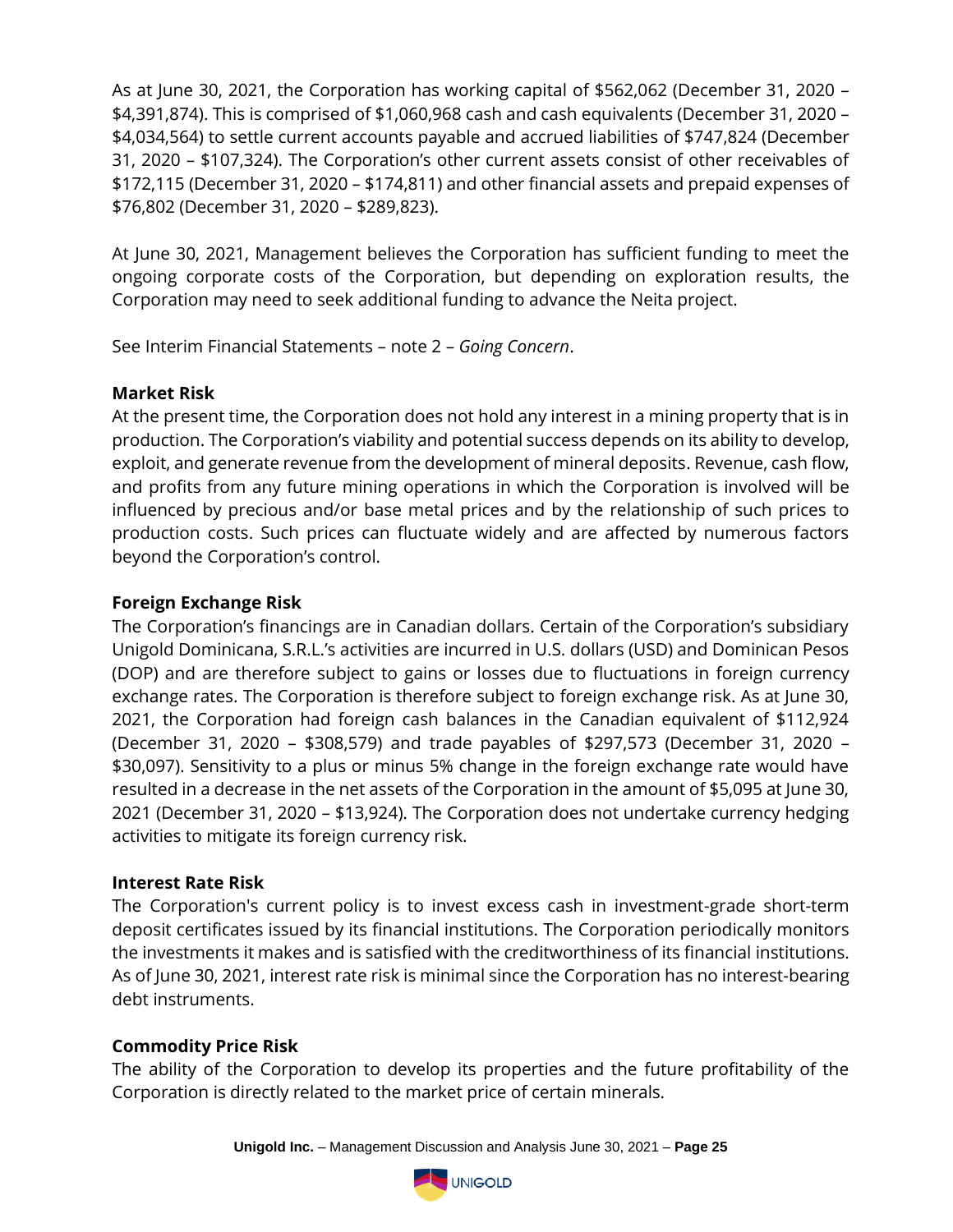As at June 30, 2021, the Corporation has working capital of $562,062 (December 31, 2020 – $4,391,874). This is comprised of $1,060,968 cash and cash equivalents (December 31, 2020 – $4,034,564) to settle current accounts payable and accrued liabilities of $747,824 (December 31, 2020 – $107,324). The Corporation's other current assets consist of other receivables of $172,115 (December 31, 2020 – $174,811) and other financial assets and prepaid expenses of $76,802 (December 31, 2020 – $289,823).

At June 30, 2021, Management believes the Corporation has sufficient funding to meet the ongoing corporate costs of the Corporation, but depending on exploration results, the Corporation may need to seek additional funding to advance the Neita project.

See Interim Financial Statements – note 2 – *Going Concern*.

**Market Risk**

At the present time, the Corporation does not hold any interest in a mining property that is in production. The Corporation's viability and potential success depends on its ability to develop, exploit, and generate revenue from the development of mineral deposits. Revenue, cash flow, and profits from any future mining operations in which the Corporation is involved will be influenced by precious and/or base metal prices and by the relationship of such prices to production costs. Such prices can fluctuate widely and are affected by numerous factors beyond the Corporation's control.

**Foreign Exchange Risk**

The Corporation's financings are in Canadian dollars. Certain of the Corporation's subsidiary Unigold Dominicana, S.R.L.'s activities are incurred in U.S. dollars (USD) and Dominican Pesos (DOP) and are therefore subject to gains or losses due to fluctuations in foreign currency exchange rates. The Corporation is therefore subject to foreign exchange risk. As at June 30, 2021, the Corporation had foreign cash balances in the Canadian equivalent of $112,924 (December 31, 2020 – $308,579) and trade payables of $297,573 (December 31, 2020 – $30,097). Sensitivity to a plus or minus 5% change in the foreign exchange rate would have resulted in a decrease in the net assets of the Corporation in the amount of $5,095 at June 30, 2021 (December 31, 2020 – $13,924). The Corporation does not undertake currency hedging activities to mitigate its foreign currency risk.

**Interest Rate Risk**

The Corporation's current policy is to invest excess cash in investment-grade short-term deposit certificates issued by its financial institutions. The Corporation periodically monitors the investments it makes and is satisfied with the creditworthiness of its financial institutions. As of June 30, 2021, interest rate risk is minimal since the Corporation has no interest-bearing debt instruments.

**Commodity Price Risk**

The ability of the Corporation to develop its properties and the future profitability of the Corporation is directly related to the market price of certain minerals.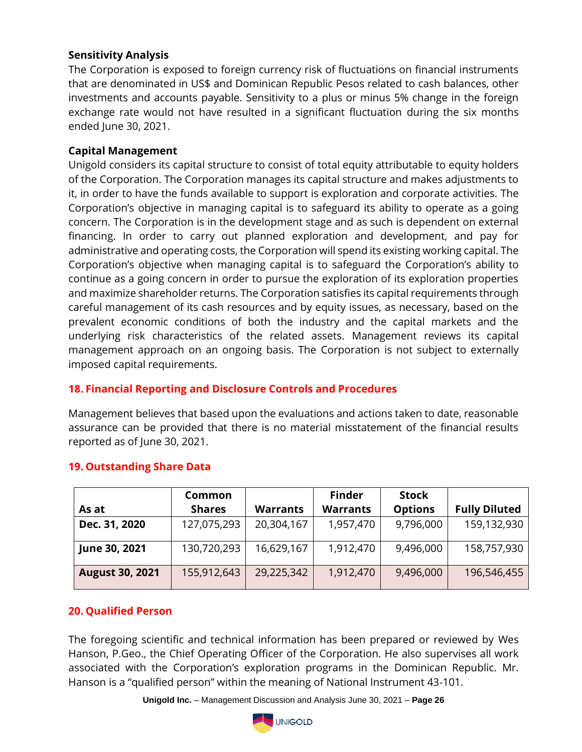### Sensitivity Analysis

The Corporation is exposed to foreign currency risk of fluctuations on financial instruments that are denominated in US$ and Dominican Republic Pesos related to cash balances, other investments and accounts payable. Sensitivity to a plus or minus 5% change in the foreign exchange rate would not have resulted in a significant fluctuation during the six months ended June 30, 2021.

### Capital Management

Unigold considers its capital structure to consist of total equity attributable to equity holders of the Corporation. The Corporation manages its capital structure and makes adjustments to it, in order to have the funds available to support is exploration and corporate activities. The Corporation's objective in managing capital is to safeguard its ability to operate as a going concern. The Corporation is in the development stage and as such is dependent on external financing. In order to carry out planned exploration and development, and pay for administrative and operating costs, the Corporation will spend its existing working capital. The Corporation's objective when managing capital is to safeguard the Corporation's ability to continue as a going concern in order to pursue the exploration of its exploration properties and maximize shareholder returns. The Corporation satisfies its capital requirements through careful management of its cash resources and by equity issues, as necessary, based on the prevalent economic conditions of both the industry and the capital markets and the underlying risk characteristics of the related assets. Management reviews its capital management approach on an ongoing basis. The Corporation is not subject to externally imposed capital requirements.

## 18. Financial Reporting and Disclosure Controls and Procedures

Management believes that based upon the evaluations and actions taken to date, reasonable assurance can be provided that there is no material misstatement of the financial results reported as of June 30, 2021.

## 19. Outstanding Share Data

| As at | Common Shares | Warrants | Finder Warrants | Stock Options | Fully Diluted |
|---|---|---|---|---|---|
| **Dec. 31, 2020** | 127,075,293 | 20,304,167 | 1,957,470 | 9,796,000 | 159,132,930 |
| **June 30, 2021** | 130,720,293 | 16,629,167 | 1,912,470 | 9,496,000 | 158,757,930 |
| **August 30, 2021** | 155,912,643 | 29,225,342 | 1,912,470 | 9,496,000 | 196,546,455 |

## 20. Qualified Person

The foregoing scientific and technical information has been prepared or reviewed by Wes Hanson, P.Geo., the Chief Operating Officer of the Corporation. He also supervises all work associated with the Corporation's exploration programs in the Dominican Republic. Mr. Hanson is a "qualified person" within the meaning of National Instrument 43-101.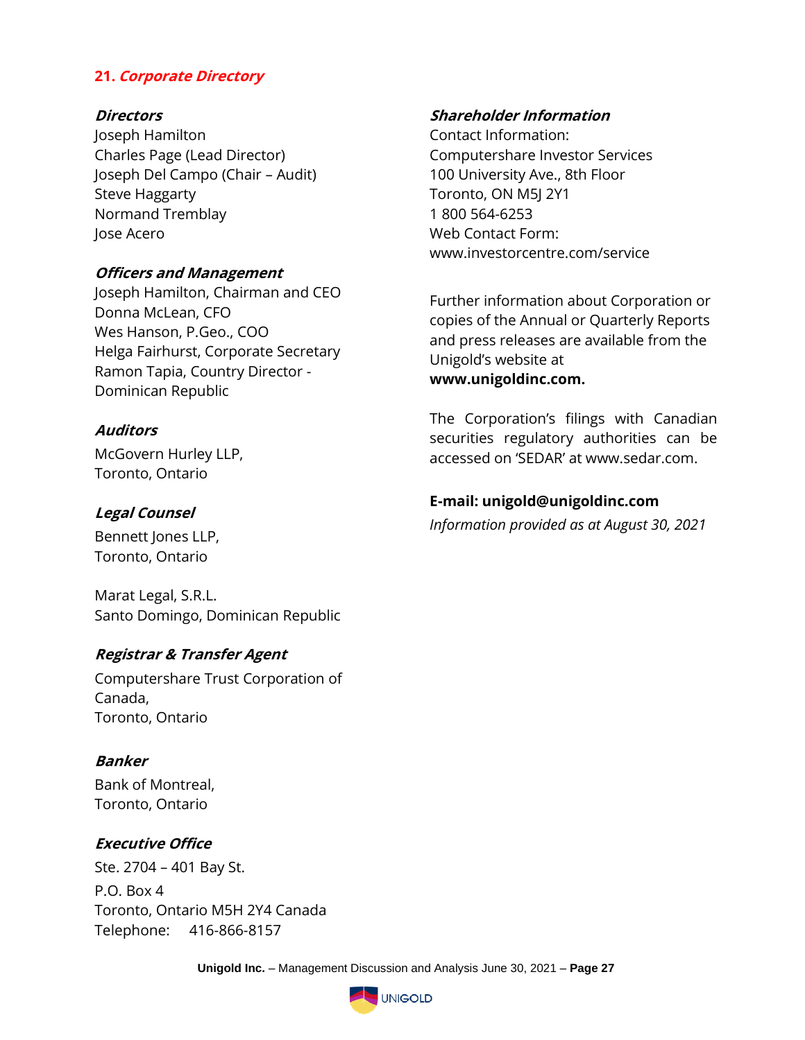## 21. *Corporate Directory*

### *Directors*

Joseph Hamilton
Charles Page (Lead Director)
Joseph Del Campo (Chair – Audit)
Steve Haggarty
Normand Tremblay
Jose Acero

### *Officers and Management*

Joseph Hamilton, Chairman and CEO
Donna McLean, CFO
Wes Hanson, P.Geo., COO
Helga Fairhurst, Corporate Secretary
Ramon Tapia, Country Director - Dominican Republic

### *Auditors*

McGovern Hurley LLP,
Toronto, Ontario

### *Legal Counsel*

Bennett Jones LLP,
Toronto, Ontario

Marat Legal, S.R.L.
Santo Domingo, Dominican Republic

### *Registrar & Transfer Agent*

Computershare Trust Corporation of Canada,
Toronto, Ontario

### *Banker*

Bank of Montreal,
Toronto, Ontario

### *Executive Office*

Ste. 2704 – 401 Bay St.
P.O. Box 4
Toronto, Ontario M5H 2Y4 Canada
Telephone: 416-866-8157

### *Shareholder Information*

Contact Information:
Computershare Investor Services
100 University Ave., 8th Floor
Toronto, ON M5J 2Y1
1 800 564-6253
Web Contact Form:
www.investorcentre.com/service

Further information about Corporation or copies of the Annual or Quarterly Reports and press releases are available from the Unigold's website at **www.unigoldinc.com.**

The Corporation's filings with Canadian securities regulatory authorities can be accessed on 'SEDAR' at www.sedar.com.

**E-mail: unigold@unigoldinc.com**

*Information provided as at August 30, 2021*